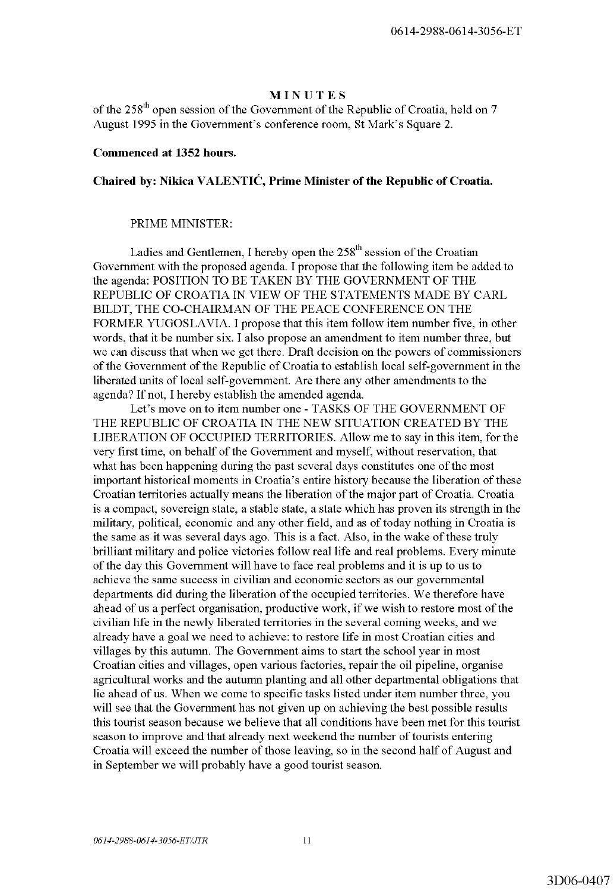# MINUTES

of the 258th open session of the Government of the Republic of Croatia, held on 7 August 1995 in the Government's conference room, St Mark's Square 2.

**Commenced at 1352 hours.**

**Chaired by: Nikica VALENTIĆ, Prime Minister of the Republic of Croatia.**

PRIME MINISTER:

Ladies and Gentlemen, I hereby open the 258th session of the Croatian Government with the proposed agenda. I propose that the following item be added to the agenda: POSITION TO BE TAKEN BY THE GOVERNMENT OF THE REPUBLIC OF CROATIA IN VIEW OF THE STATEMENTS MADE BY CARL BILDT, THE CO-CHAIRMAN OF THE PEACE CONFERENCE ON THE FORMER YUGOSLAVIA. I propose that this item follow item number five, in other words, that it be number six. I also propose an amendment to item number three, but we can discuss that when we get there. Draft decision on the powers of commissioners of the Government of the Republic of Croatia to establish local self-government in the liberated units of local self-government. Are there any other amendments to the agenda? If not, I hereby establish the amended agenda.

Let's move on to item number one - TASKS OF THE GOVERNMENT OF THE REPUBLIC OF CROATIA IN THE NEW SITUATION CREATED BY THE LIBERATION OF OCCUPIED TERRITORIES. Allow me to say in this item, for the very first time, on behalf of the Government and myself, without reservation, that what has been happening during the past several days constitutes one of the most important historical moments in Croatia's entire history because the liberation of these Croatian territories actually means the liberation of the major part of Croatia. Croatia is a compact, sovereign state, a stable state, a state which has proven its strength in the military, political, economic and any other field, and as of today nothing in Croatia is the same as it was several days ago. This is a fact. Also, in the wake of these truly brilliant military and police victories follow real life and real problems. Every minute of the day this Government will have to face real problems and it is up to us to achieve the same success in civilian and economic sectors as our governmental departments did during the liberation of the occupied territories. We therefore have ahead of us a perfect organisation, productive work, if we wish to restore most of the civilian life in the newly liberated territories in the several coming weeks, and we already have a goal we need to achieve: to restore life in most Croatian cities and villages by this autumn. The Government aims to start the school year in most Croatian cities and villages, open various factories, repair the oil pipeline, organise agricultural works and the autumn planting and all other departmental obligations that lie ahead of us. When we come to specific tasks listed under item number three, you will see that the Government has not given up on achieving the best possible results this tourist season because we believe that all conditions have been met for this tourist season to improve and that already next weekend the number of tourists entering Croatia will exceed the number of those leaving, so in the second half of August and in September we will probably have a good tourist season.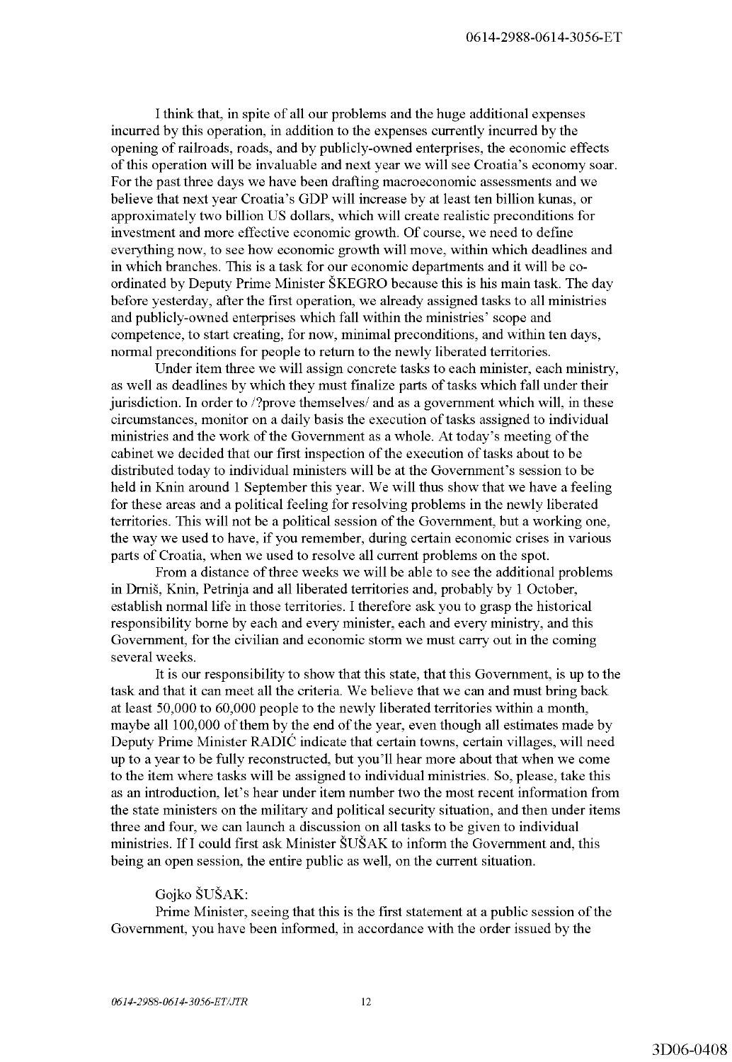I think that, in spite of all our problems and the huge additional expenses incurred by this operation, in addition to the expenses currently incurred by the opening of railroads, roads, and by publicly-owned enterprises, the economic effects of this operation will be invaluable and next year we will see Croatia's economy soar. For the past three days we have been drafting macroeconomic assessments and we believe that next year Croatia's GDP will increase by at least ten billion kunas, or approximately two billion US dollars, which will create realistic preconditions for investment and more effective economic growth. Of course, we need to define everything now, to see how economic growth will move, within which deadlines and in which branches. This is a task for our economic departments and it will be co-ordinated by Deputy Prime Minister ŠKEGRO because this is his main task. The day before yesterday, after the first operation, we already assigned tasks to all ministries and publicly-owned enterprises which fall within the ministries' scope and competence, to start creating, for now, minimal preconditions, and within ten days, normal preconditions for people to return to the newly liberated territories.

Under item three we will assign concrete tasks to each minister, each ministry, as well as deadlines by which they must finalize parts of tasks which fall under their jurisdiction. In order to /?prove themselves/ and as a government which will, in these circumstances, monitor on a daily basis the execution of tasks assigned to individual ministries and the work of the Government as a whole. At today's meeting of the cabinet we decided that our first inspection of the execution of tasks about to be distributed today to individual ministers will be at the Government's session to be held in Knin around 1 September this year. We will thus show that we have a feeling for these areas and a political feeling for resolving problems in the newly liberated territories. This will not be a political session of the Government, but a working one, the way we used to have, if you remember, during certain economic crises in various parts of Croatia, when we used to resolve all current problems on the spot.

From a distance of three weeks we will be able to see the additional problems in Drniš, Knin, Petrinja and all liberated territories and, probably by 1 October, establish normal life in those territories. I therefore ask you to grasp the historical responsibility borne by each and every minister, each and every ministry, and this Government, for the civilian and economic storm we must carry out in the coming several weeks.

It is our responsibility to show that this state, that this Government, is up to the task and that it can meet all the criteria. We believe that we can and must bring back at least 50,000 to 60,000 people to the newly liberated territories within a month, maybe all 100,000 of them by the end of the year, even though all estimates made by Deputy Prime Minister RADIĆ indicate that certain towns, certain villages, will need up to a year to be fully reconstructed, but you'll hear more about that when we come to the item where tasks will be assigned to individual ministries. So, please, take this as an introduction, let's hear under item number two the most recent information from the state ministers on the military and political security situation, and then under items three and four, we can launch a discussion on all tasks to be given to individual ministries. If I could first ask Minister ŠUŠAK to inform the Government and, this being an open session, the entire public as well, on the current situation.

Gojko ŠUŠAK:

Prime Minister, seeing that this is the first statement at a public session of the Government, you have been informed, in accordance with the order issued by the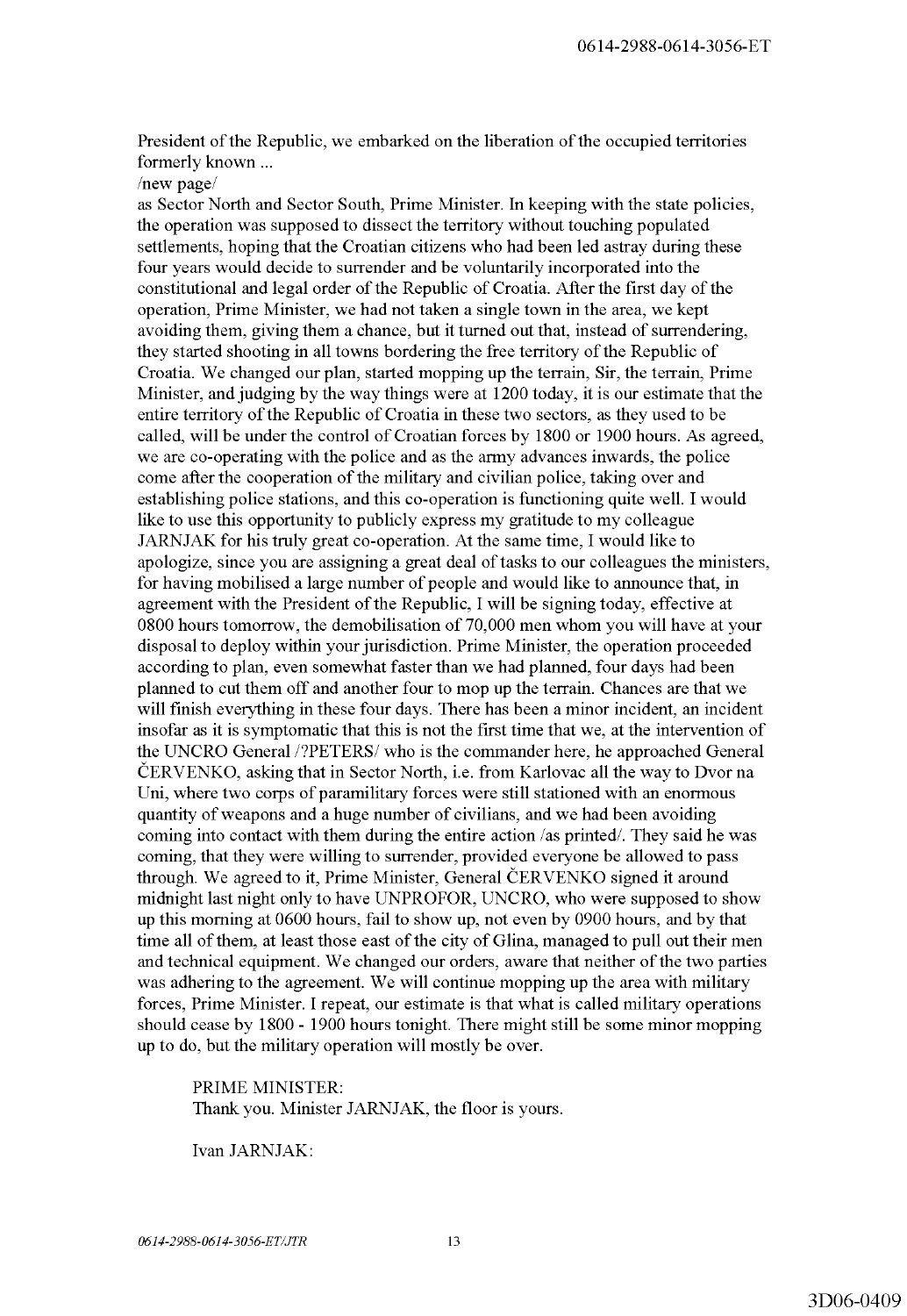President of the Republic, we embarked on the liberation of the occupied territories formerly known ...

/new page/

as Sector North and Sector South, Prime Minister. In keeping with the state policies, the operation was supposed to dissect the territory without touching populated settlements, hoping that the Croatian citizens who had been led astray during these four years would decide to surrender and be voluntarily incorporated into the constitutional and legal order of the Republic of Croatia. After the first day of the operation, Prime Minister, we had not taken a single town in the area, we kept avoiding them, giving them a chance, but it turned out that, instead of surrendering, they started shooting in all towns bordering the free territory of the Republic of Croatia. We changed our plan, started mopping up the terrain, Sir, the terrain, Prime Minister, and judging by the way things were at 1200 today, it is our estimate that the entire territory of the Republic of Croatia in these two sectors, as they used to be called, will be under the control of Croatian forces by 1800 or 1900 hours. As agreed, we are co-operating with the police and as the army advances inwards, the police come after the cooperation of the military and civilian police, taking over and establishing police stations, and this co-operation is functioning quite well. I would like to use this opportunity to publicly express my gratitude to my colleague JARNJAK for his truly great co-operation. At the same time, I would like to apologize, since you are assigning a great deal of tasks to our colleagues the ministers, for having mobilised a large number of people and would like to announce that, in agreement with the President of the Republic, I will be signing today, effective at 0800 hours tomorrow, the demobilisation of 70,000 men whom you will have at your disposal to deploy within your jurisdiction. Prime Minister, the operation proceeded according to plan, even somewhat faster than we had planned, four days had been planned to cut them off and another four to mop up the terrain. Chances are that we will finish everything in these four days. There has been a minor incident, an incident insofar as it is symptomatic that this is not the first time that we, at the intervention of the UNCRO General /?PETERS/ who is the commander here, he approached General ČERVENKO, asking that in Sector North, i.e. from Karlovac all the way to Dvor na Uni, where two corps of paramilitary forces were still stationed with an enormous quantity of weapons and a huge number of civilians, and we had been avoiding coming into contact with them during the entire action /as printed/. They said he was coming, that they were willing to surrender, provided everyone be allowed to pass through. We agreed to it, Prime Minister, General ČERVENKO signed it around midnight last night only to have UNPROFOR, UNCRO, who were supposed to show up this morning at 0600 hours, fail to show up, not even by 0900 hours, and by that time all of them, at least those east of the city of Glina, managed to pull out their men and technical equipment. We changed our orders, aware that neither of the two parties was adhering to the agreement. We will continue mopping up the area with military forces, Prime Minister. I repeat, our estimate is that what is called military operations should cease by 1800 - 1900 hours tonight. There might still be some minor mopping up to do, but the military operation will mostly be over.

PRIME MINISTER:
Thank you. Minister JARNJAK, the floor is yours.

Ivan JARNJAK: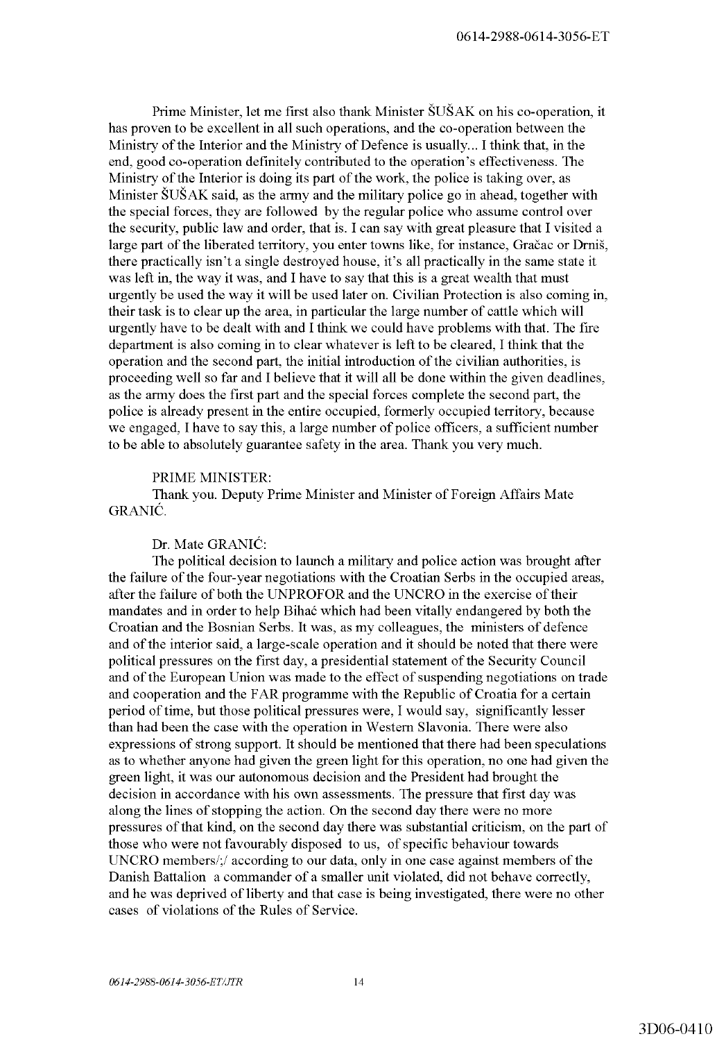Prime Minister, let me first also thank Minister ŠUŠAK on his co-operation, it has proven to be excellent in all such operations, and the co-operation between the Ministry of the Interior and the Ministry of Defence is usually... I think that, in the end, good co-operation definitely contributed to the operation's effectiveness. The Ministry of the Interior is doing its part of the work, the police is taking over, as Minister ŠUŠAK said, as the army and the military police go in ahead, together with the special forces, they are followed by the regular police who assume control over the security, public law and order, that is. I can say with great pleasure that I visited a large part of the liberated territory, you enter towns like, for instance, Gračac or Drniš, there practically isn't a single destroyed house, it's all practically in the same state it was left in, the way it was, and I have to say that this is a great wealth that must urgently be used the way it will be used later on. Civilian Protection is also coming in, their task is to clear up the area, in particular the large number of cattle which will urgently have to be dealt with and I think we could have problems with that. The fire department is also coming in to clear whatever is left to be cleared, I think that the operation and the second part, the initial introduction of the civilian authorities, is proceeding well so far and I believe that it will all be done within the given deadlines, as the army does the first part and the special forces complete the second part, the police is already present in the entire occupied, formerly occupied territory, because we engaged, I have to say this, a large number of police officers, a sufficient number to be able to absolutely guarantee safety in the area. Thank you very much.

PRIME MINISTER:

Thank you. Deputy Prime Minister and Minister of Foreign Affairs Mate GRANIĆ.

Dr. Mate GRANIĆ:

The political decision to launch a military and police action was brought after the failure of the four-year negotiations with the Croatian Serbs in the occupied areas, after the failure of both the UNPROFOR and the UNCRO in the exercise of their mandates and in order to help Bihać which had been vitally endangered by both the Croatian and the Bosnian Serbs. It was, as my colleagues, the ministers of defence and of the interior said, a large-scale operation and it should be noted that there were political pressures on the first day, a presidential statement of the Security Council and of the European Union was made to the effect of suspending negotiations on trade and cooperation and the FAR programme with the Republic of Croatia for a certain period of time, but those political pressures were, I would say, significantly lesser than had been the case with the operation in Western Slavonia. There were also expressions of strong support. It should be mentioned that there had been speculations as to whether anyone had given the green light for this operation, no one had given the green light, it was our autonomous decision and the President had brought the decision in accordance with his own assessments. The pressure that first day was along the lines of stopping the action. On the second day there were no more pressures of that kind, on the second day there was substantial criticism, on the part of those who were not favourably disposed to us, of specific behaviour towards UNCRO members/;/ according to our data, only in one case against members of the Danish Battalion a commander of a smaller unit violated, did not behave correctly, and he was deprived of liberty and that case is being investigated, there were no other cases of violations of the Rules of Service.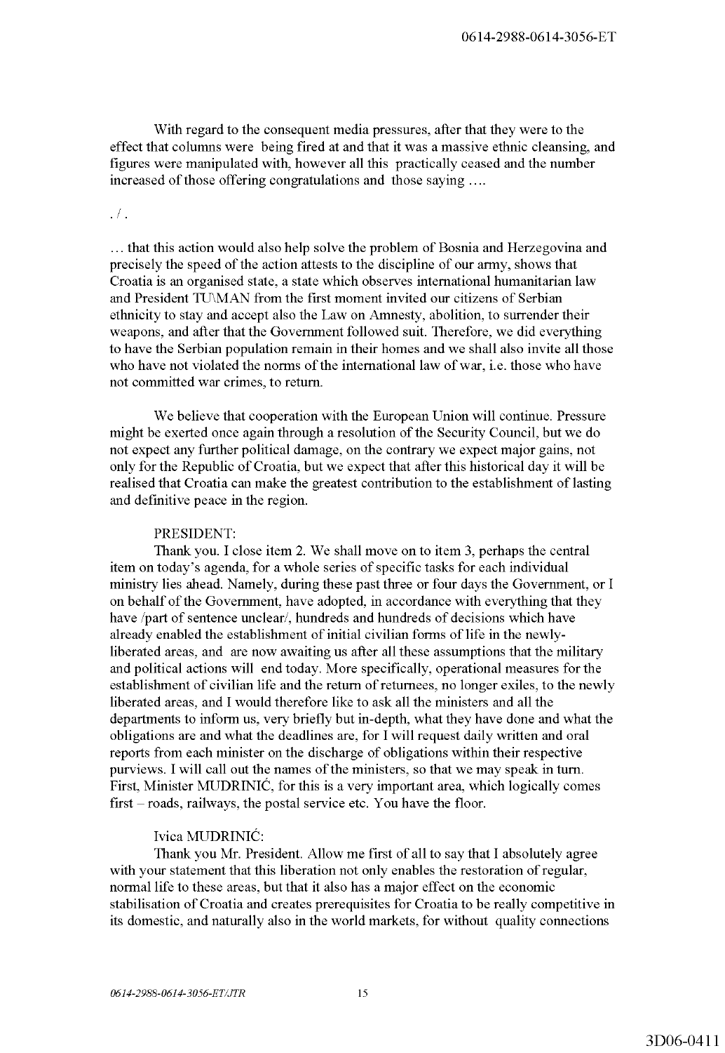With regard to the consequent media pressures, after that they were to the effect that columns were being fired at and that it was a massive ethnic cleansing, and figures were manipulated with, however all this practically ceased and the number increased of those offering congratulations and those saying ….

./.

… that this action would also help solve the problem of Bosnia and Herzegovina and precisely the speed of the action attests to the discipline of our army, shows that Croatia is an organised state, a state which observes international humanitarian law and President TU\MAN from the first moment invited our citizens of Serbian ethnicity to stay and accept also the Law on Amnesty, abolition, to surrender their weapons, and after that the Government followed suit. Therefore, we did everything to have the Serbian population remain in their homes and we shall also invite all those who have not violated the norms of the international law of war, i.e. those who have not committed war crimes, to return.

We believe that cooperation with the European Union will continue. Pressure might be exerted once again through a resolution of the Security Council, but we do not expect any further political damage, on the contrary we expect major gains, not only for the Republic of Croatia, but we expect that after this historical day it will be realised that Croatia can make the greatest contribution to the establishment of lasting and definitive peace in the region.

PRESIDENT:

Thank you. I close item 2. We shall move on to item 3, perhaps the central item on today's agenda, for a whole series of specific tasks for each individual ministry lies ahead. Namely, during these past three or four days the Government, or I on behalf of the Government, have adopted, in accordance with everything that they have /part of sentence unclear/, hundreds and hundreds of decisions which have already enabled the establishment of initial civilian forms of life in the newly-liberated areas, and are now awaiting us after all these assumptions that the military and political actions will end today. More specifically, operational measures for the establishment of civilian life and the return of returnees, no longer exiles, to the newly liberated areas, and I would therefore like to ask all the ministers and all the departments to inform us, very briefly but in-depth, what they have done and what the obligations are and what the deadlines are, for I will request daily written and oral reports from each minister on the discharge of obligations within their respective purviews. I will call out the names of the ministers, so that we may speak in turn. First, Minister MUDRINIĆ, for this is a very important area, which logically comes first – roads, railways, the postal service etc. You have the floor.

Ivica MUDRINIĆ:

Thank you Mr. President. Allow me first of all to say that I absolutely agree with your statement that this liberation not only enables the restoration of regular, normal life to these areas, but that it also has a major effect on the economic stabilisation of Croatia and creates prerequisites for Croatia to be really competitive in its domestic, and naturally also in the world markets, for without quality connections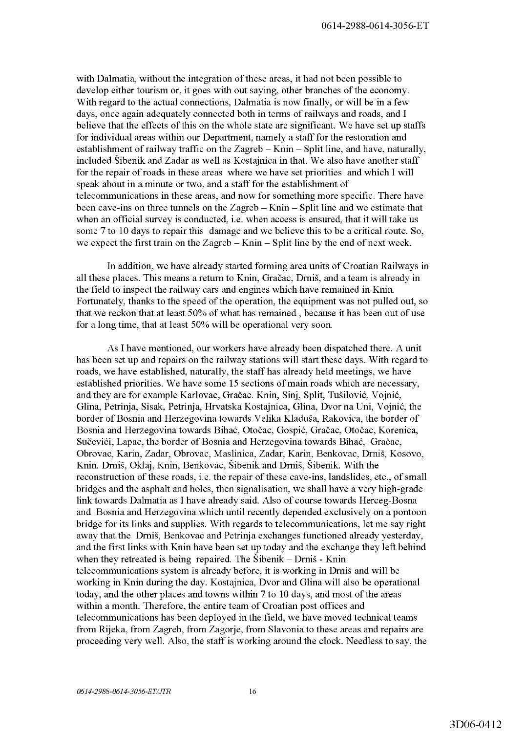with Dalmatia, without the integration of these areas, it had not been possible to develop either tourism or, it goes with out saying, other branches of the economy. With regard to the actual connections, Dalmatia is now finally, or will be in a few days, once again adequately connected both in terms of railways and roads, and I believe that the effects of this on the whole state are significant. We have set up staffs for individual areas within our Department, namely a staff for the restoration and establishment of railway traffic on the Zagreb – Knin – Split line, and have, naturally, included Šibenik and Zadar as well as Kostajnica in that. We also have another staff for the repair of roads in these areas where we have set priorities and which I will speak about in a minute or two, and a staff for the establishment of telecommunications in these areas, and now for something more specific. There have been cave-ins on three tunnels on the Zagreb – Knin – Split line and we estimate that when an official survey is conducted, i.e. when access is ensured, that it will take us some 7 to 10 days to repair this damage and we believe this to be a critical route. So, we expect the first train on the Zagreb – Knin – Split line by the end of next week.

In addition, we have already started forming area units of Croatian Railways in all these places. This means a return to Knin, Gračac, Drniš, and a team is already in the field to inspect the railway cars and engines which have remained in Knin. Fortunately, thanks to the speed of the operation, the equipment was not pulled out, so that we reckon that at least 50% of what has remained , because it has been out of use for a long time, that at least 50% will be operational very soon.

As I have mentioned, our workers have already been dispatched there. A unit has been set up and repairs on the railway stations will start these days. With regard to roads, we have established, naturally, the staff has already held meetings, we have established priorities. We have some 15 sections of main roads which are necessary, and they are for example Karlovac, Gračac. Knin, Sinj, Split, Tušilović, Vojnić, Glina, Petrinja, Sisak, Petrinja, Hrvatska Kostajnica, Glina, Dvor na Uni, Vojnić, the border of Bosnia and Herzegovina towards Velika Kladuša, Rakovica, the border of Bosnia and Herzegovina towards Bihać, Otočac, Gospić, Gračac, Otočac, Korenica, Sučevići, Lapac, the border of Bosnia and Herzegovina towards Bihać, Gračac, Obrovac, Karin, Zadar, Obrovac, Maslinica, Zadar, Karin, Benkovac, Drniš, Kosovo, Knin. Drniš, Oklaj, Knin, Benkovac, Šibenik and Drniš, Šibenik. With the reconstruction of these roads, i.e. the repair of these cave-ins, landslides, etc., of small bridges and the asphalt and holes, then signalisation, we shall have a very high-grade link towards Dalmatia as I have already said. Also of course towards Herceg-Bosna and Bosnia and Herzegovina which until recently depended exclusively on a pontoon bridge for its links and supplies. With regards to telecommunications, let me say right away that the Drniš, Benkovac and Petrinja exchanges functioned already yesterday, and the first links with Knin have been set up today and the exchange they left behind when they retreated is being repaired. The Šibenik – Drniš - Knin telecommunications system is already before, it is working in Drniš and will be working in Knin during the day. Kostajnica, Dvor and Glina will also be operational today, and the other places and towns within 7 to 10 days, and most of the areas within a month. Therefore, the entire team of Croatian post offices and telecommunications has been deployed in the field, we have moved technical teams from Rijeka, from Zagreb, from Zagorje, from Slavonia to these areas and repairs are proceeding very well. Also, the staff is working around the clock. Needless to say, the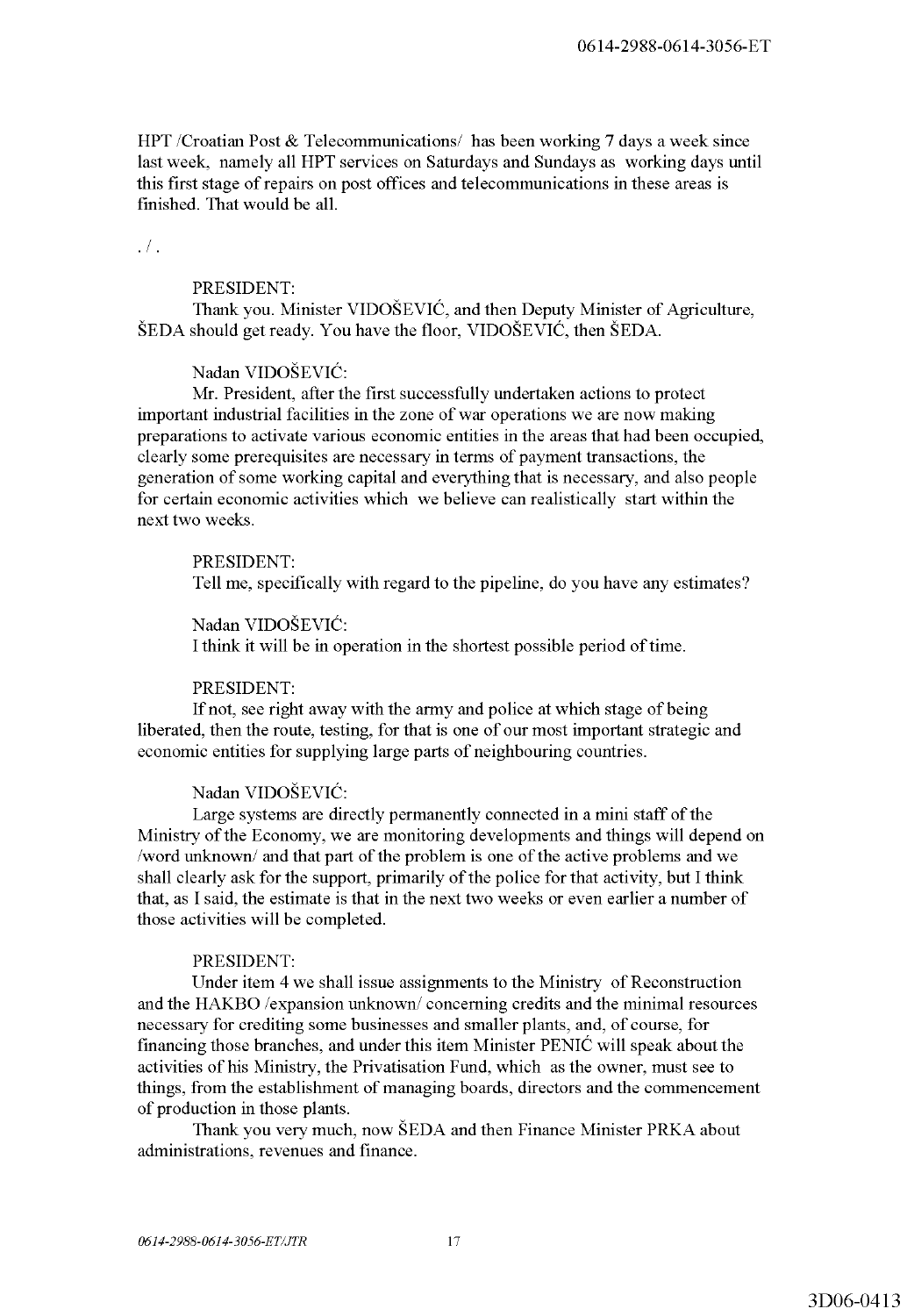HPT /Croatian Post & Telecommunications/ has been working 7 days a week since last week, namely all HPT services on Saturdays and Sundays as working days until this first stage of repairs on post offices and telecommunications in these areas is finished. That would be all.

. / .

PRESIDENT:
Thank you. Minister VIDOŠEVIĆ, and then Deputy Minister of Agriculture, ŠEDA should get ready. You have the floor, VIDOŠEVIĆ, then ŠEDA.

Nadan VIDOŠEVIĆ:
Mr. President, after the first successfully undertaken actions to protect important industrial facilities in the zone of war operations we are now making preparations to activate various economic entities in the areas that had been occupied, clearly some prerequisites are necessary in terms of payment transactions, the generation of some working capital and everything that is necessary, and also people for certain economic activities which we believe can realistically start within the next two weeks.

PRESIDENT:
Tell me, specifically with regard to the pipeline, do you have any estimates?

Nadan VIDOŠEVIĆ:
I think it will be in operation in the shortest possible period of time.

PRESIDENT:
If not, see right away with the army and police at which stage of being liberated, then the route, testing, for that is one of our most important strategic and economic entities for supplying large parts of neighbouring countries.

Nadan VIDOŠEVIĆ:
Large systems are directly permanently connected in a mini staff of the Ministry of the Economy, we are monitoring developments and things will depend on /word unknown/ and that part of the problem is one of the active problems and we shall clearly ask for the support, primarily of the police for that activity, but I think that, as I said, the estimate is that in the next two weeks or even earlier a number of those activities will be completed.

PRESIDENT:
Under item 4 we shall issue assignments to the Ministry of Reconstruction and the HAKBO /expansion unknown/ concerning credits and the minimal resources necessary for crediting some businesses and smaller plants, and, of course, for financing those branches, and under this item Minister PENIĆ will speak about the activities of his Ministry, the Privatisation Fund, which as the owner, must see to things, from the establishment of managing boards, directors and the commencement of production in those plants.

Thank you very much, now ŠEDA and then Finance Minister PRKA about administrations, revenues and finance.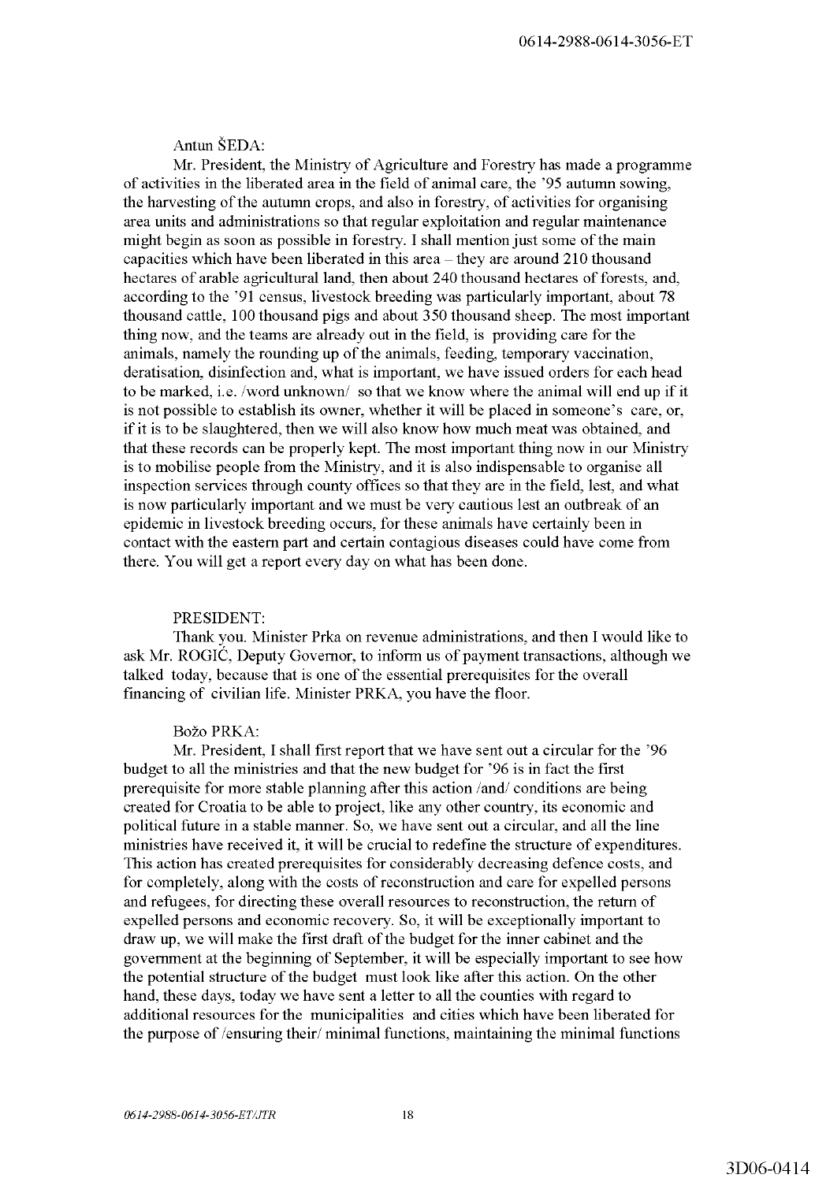Antun ŠEDA:

Mr. President, the Ministry of Agriculture and Forestry has made a programme of activities in the liberated area in the field of animal care, the '95 autumn sowing, the harvesting of the autumn crops, and also in forestry, of activities for organising area units and administrations so that regular exploitation and regular maintenance might begin as soon as possible in forestry. I shall mention just some of the main capacities which have been liberated in this area – they are around 210 thousand hectares of arable agricultural land, then about 240 thousand hectares of forests, and, according to the '91 census, livestock breeding was particularly important, about 78 thousand cattle, 100 thousand pigs and about 350 thousand sheep. The most important thing now, and the teams are already out in the field, is providing care for the animals, namely the rounding up of the animals, feeding, temporary vaccination, deratisation, disinfection and, what is important, we have issued orders for each head to be marked, i.e. /word unknown/ so that we know where the animal will end up if it is not possible to establish its owner, whether it will be placed in someone's care, or, if it is to be slaughtered, then we will also know how much meat was obtained, and that these records can be properly kept. The most important thing now in our Ministry is to mobilise people from the Ministry, and it is also indispensable to organise all inspection services through county offices so that they are in the field, lest, and what is now particularly important and we must be very cautious lest an outbreak of an epidemic in livestock breeding occurs, for these animals have certainly been in contact with the eastern part and certain contagious diseases could have come from there. You will get a report every day on what has been done.

PRESIDENT:

Thank you. Minister Prka on revenue administrations, and then I would like to ask Mr. ROGIĆ, Deputy Governor, to inform us of payment transactions, although we talked today, because that is one of the essential prerequisites for the overall financing of civilian life. Minister PRKA, you have the floor.

Božo PRKA:

Mr. President, I shall first report that we have sent out a circular for the '96 budget to all the ministries and that the new budget for '96 is in fact the first prerequisite for more stable planning after this action /and/ conditions are being created for Croatia to be able to project, like any other country, its economic and political future in a stable manner. So, we have sent out a circular, and all the line ministries have received it, it will be crucial to redefine the structure of expenditures. This action has created prerequisites for considerably decreasing defence costs, and for completely, along with the costs of reconstruction and care for expelled persons and refugees, for directing these overall resources to reconstruction, the return of expelled persons and economic recovery. So, it will be exceptionally important to draw up, we will make the first draft of the budget for the inner cabinet and the government at the beginning of September, it will be especially important to see how the potential structure of the budget must look like after this action. On the other hand, these days, today we have sent a letter to all the counties with regard to additional resources for the municipalities and cities which have been liberated for the purpose of /ensuring their/ minimal functions, maintaining the minimal functions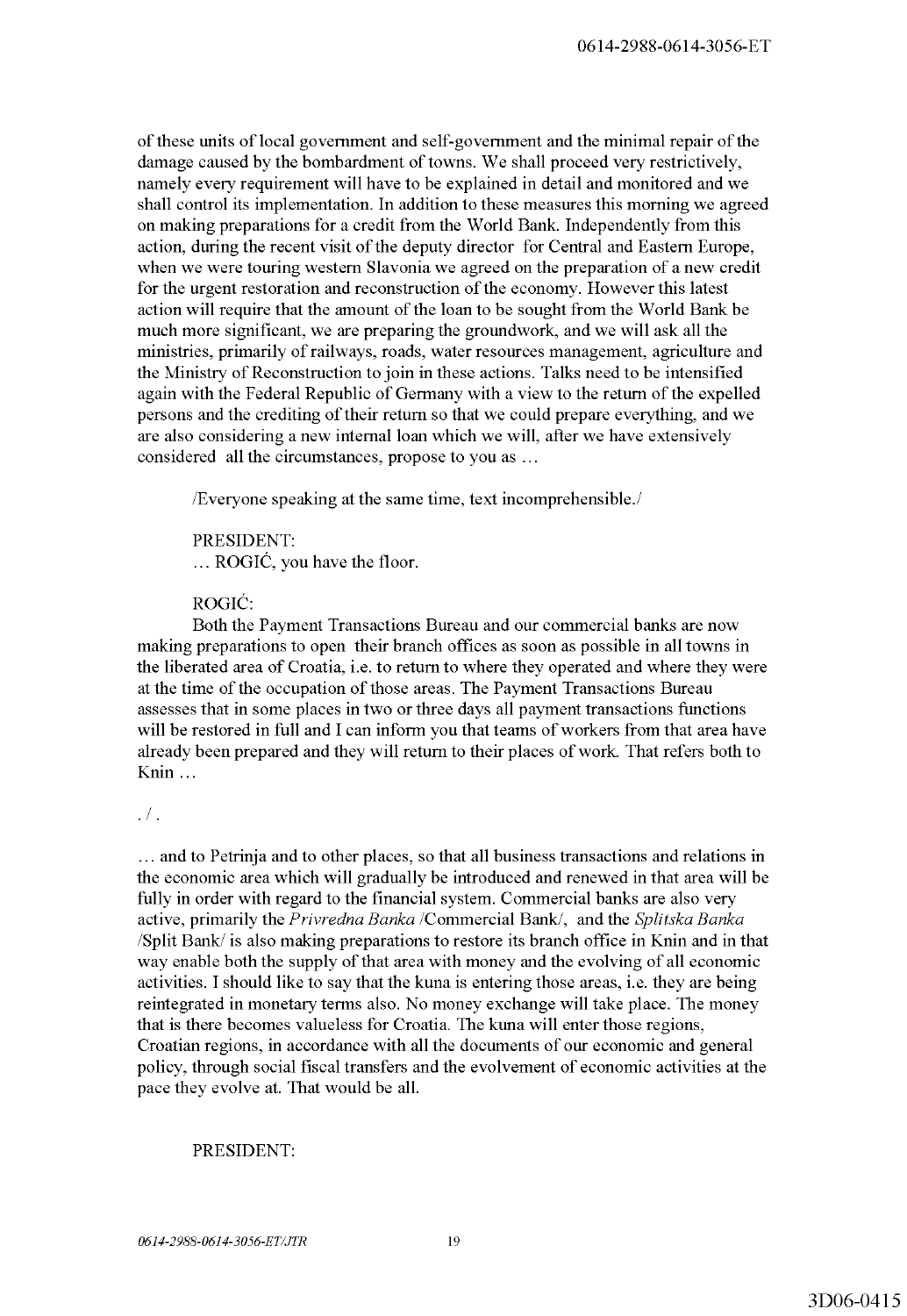of these units of local government and self-government and the minimal repair of the damage caused by the bombardment of towns. We shall proceed very restrictively, namely every requirement will have to be explained in detail and monitored and we shall control its implementation. In addition to these measures this morning we agreed on making preparations for a credit from the World Bank. Independently from this action, during the recent visit of the deputy director for Central and Eastern Europe, when we were touring western Slavonia we agreed on the preparation of a new credit for the urgent restoration and reconstruction of the economy. However this latest action will require that the amount of the loan to be sought from the World Bank be much more significant, we are preparing the groundwork, and we will ask all the ministries, primarily of railways, roads, water resources management, agriculture and the Ministry of Reconstruction to join in these actions. Talks need to be intensified again with the Federal Republic of Germany with a view to the return of the expelled persons and the crediting of their return so that we could prepare everything, and we are also considering a new internal loan which we will, after we have extensively considered all the circumstances, propose to you as …

/Everyone speaking at the same time, text incomprehensible./

PRESIDENT:
… ROGIĆ, you have the floor.

ROGIĆ:
Both the Payment Transactions Bureau and our commercial banks are now making preparations to open their branch offices as soon as possible in all towns in the liberated area of Croatia, i.e. to return to where they operated and where they were at the time of the occupation of those areas. The Payment Transactions Bureau assesses that in some places in two or three days all payment transactions functions will be restored in full and I can inform you that teams of workers from that area have already been prepared and they will return to their places of work. That refers both to Knin …

. / .

… and to Petrinja and to other places, so that all business transactions and relations in the economic area which will gradually be introduced and renewed in that area will be fully in order with regard to the financial system. Commercial banks are also very active, primarily the *Privredna Banka* /Commercial Bank/, and the *Splitska Banka* /Split Bank/ is also making preparations to restore its branch office in Knin and in that way enable both the supply of that area with money and the evolving of all economic activities. I should like to say that the kuna is entering those areas, i.e. they are being reintegrated in monetary terms also. No money exchange will take place. The money that is there becomes valueless for Croatia. The kuna will enter those regions, Croatian regions, in accordance with all the documents of our economic and general policy, through social fiscal transfers and the evolvement of economic activities at the pace they evolve at. That would be all.

PRESIDENT: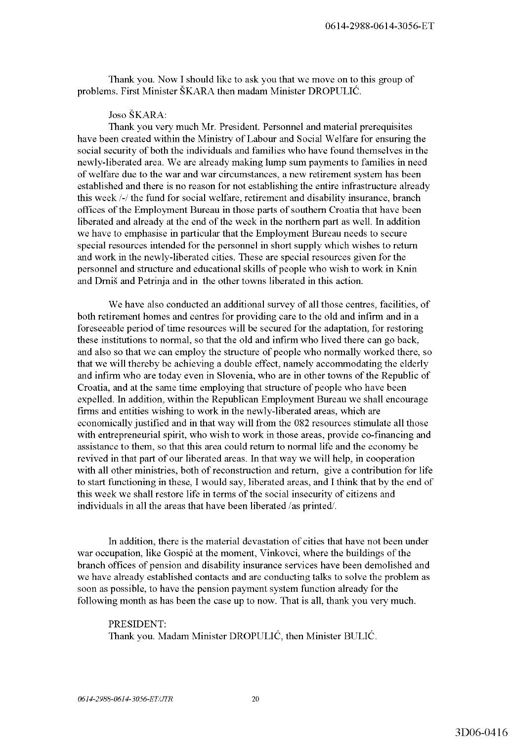Thank you. Now I should like to ask you that we move on to this group of problems. First Minister ŠKARA then madam Minister DROPULIĆ.

Joso ŠKARA:

Thank you very much Mr. President. Personnel and material prerequisites have been created within the Ministry of Labour and Social Welfare for ensuring the social security of both the individuals and families who have found themselves in the newly-liberated area. We are already making lump sum payments to families in need of welfare due to the war and war circumstances, a new retirement system has been established and there is no reason for not establishing the entire infrastructure already this week /-/ the fund for social welfare, retirement and disability insurance, branch offices of the Employment Bureau in those parts of southern Croatia that have been liberated and already at the end of the week in the northern part as well. In addition we have to emphasise in particular that the Employment Bureau needs to secure special resources intended for the personnel in short supply which wishes to return and work in the newly-liberated cities. These are special resources given for the personnel and structure and educational skills of people who wish to work in Knin and Drniš and Petrinja and in the other towns liberated in this action.

We have also conducted an additional survey of all those centres, facilities, of both retirement homes and centres for providing care to the old and infirm and in a foreseeable period of time resources will be secured for the adaptation, for restoring these institutions to normal, so that the old and infirm who lived there can go back, and also so that we can employ the structure of people who normally worked there, so that we will thereby be achieving a double effect, namely accommodating the elderly and infirm who are today even in Slovenia, who are in other towns of the Republic of Croatia, and at the same time employing that structure of people who have been expelled. In addition, within the Republican Employment Bureau we shall encourage firms and entities wishing to work in the newly-liberated areas, which are economically justified and in that way will from the 082 resources stimulate all those with entrepreneurial spirit, who wish to work in those areas, provide co-financing and assistance to them, so that this area could return to normal life and the economy be revived in that part of our liberated areas. In that way we will help, in cooperation with all other ministries, both of reconstruction and return, give a contribution for life to start functioning in these, I would say, liberated areas, and I think that by the end of this week we shall restore life in terms of the social insecurity of citizens and individuals in all the areas that have been liberated /as printed/.

In addition, there is the material devastation of cities that have not been under war occupation, like Gospić at the moment, Vinkovci, where the buildings of the branch offices of pension and disability insurance services have been demolished and we have already established contacts and are conducting talks to solve the problem as soon as possible, to have the pension payment system function already for the following month as has been the case up to now. That is all, thank you very much.

PRESIDENT:

Thank you. Madam Minister DROPULIĆ, then Minister BULIĆ.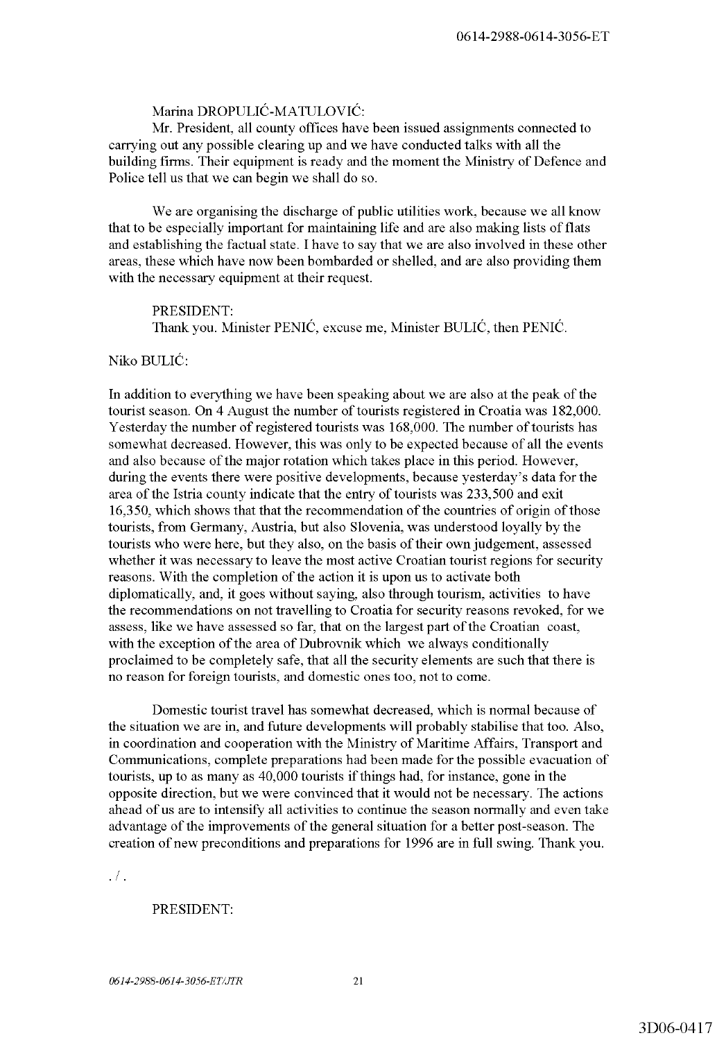Marina DROPULIĆ-MATULOVIĆ:

Mr. President, all county offices have been issued assignments connected to carrying out any possible clearing up and we have conducted talks with all the building firms. Their equipment is ready and the moment the Ministry of Defence and Police tell us that we can begin we shall do so.

We are organising the discharge of public utilities work, because we all know that to be especially important for maintaining life and are also making lists of flats and establishing the factual state. I have to say that we are also involved in these other areas, these which have now been bombarded or shelled, and are also providing them with the necessary equipment at their request.

PRESIDENT:

Thank you. Minister PENIĆ, excuse me, Minister BULIĆ, then PENIĆ.

Niko BULIĆ:

In addition to everything we have been speaking about we are also at the peak of the tourist season. On 4 August the number of tourists registered in Croatia was 182,000. Yesterday the number of registered tourists was 168,000. The number of tourists has somewhat decreased. However, this was only to be expected because of all the events and also because of the major rotation which takes place in this period. However, during the events there were positive developments, because yesterday's data for the area of the Istria county indicate that the entry of tourists was 233,500 and exit 16,350, which shows that that the recommendation of the countries of origin of those tourists, from Germany, Austria, but also Slovenia, was understood loyally by the tourists who were here, but they also, on the basis of their own judgement, assessed whether it was necessary to leave the most active Croatian tourist regions for security reasons. With the completion of the action it is upon us to activate both diplomatically, and, it goes without saying, also through tourism, activities to have the recommendations on not travelling to Croatia for security reasons revoked, for we assess, like we have assessed so far, that on the largest part of the Croatian coast, with the exception of the area of Dubrovnik which we always conditionally proclaimed to be completely safe, that all the security elements are such that there is no reason for foreign tourists, and domestic ones too, not to come.

Domestic tourist travel has somewhat decreased, which is normal because of the situation we are in, and future developments will probably stabilise that too. Also, in coordination and cooperation with the Ministry of Maritime Affairs, Transport and Communications, complete preparations had been made for the possible evacuation of tourists, up to as many as 40,000 tourists if things had, for instance, gone in the opposite direction, but we were convinced that it would not be necessary. The actions ahead of us are to intensify all activities to continue the season normally and even take advantage of the improvements of the general situation for a better post-season. The creation of new preconditions and preparations for 1996 are in full swing. Thank you.

./.

PRESIDENT: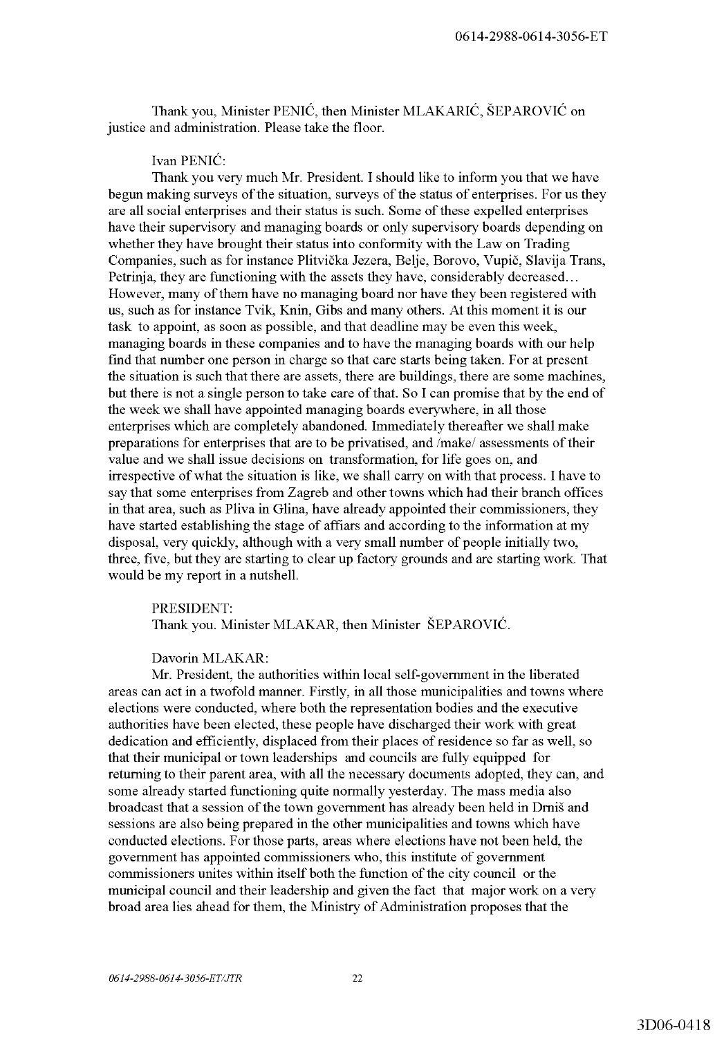Thank you, Minister PENIĆ, then Minister MLAKARIĆ, ŠEPAROVIĆ on justice and administration. Please take the floor.

Ivan PENIĆ:

Thank you very much Mr. President. I should like to inform you that we have begun making surveys of the situation, surveys of the status of enterprises. For us they are all social enterprises and their status is such. Some of these expelled enterprises have their supervisory and managing boards or only supervisory boards depending on whether they have brought their status into conformity with the Law on Trading Companies, such as for instance Plitvička Jezera, Belje, Borovo, Vupič, Slavija Trans, Petrinja, they are functioning with the assets they have, considerably decreased… However, many of them have no managing board nor have they been registered with us, such as for instance Tvik, Knin, Gibs and many others. At this moment it is our task to appoint, as soon as possible, and that deadline may be even this week, managing boards in these companies and to have the managing boards with our help find that number one person in charge so that care starts being taken. For at present the situation is such that there are assets, there are buildings, there are some machines, but there is not a single person to take care of that. So I can promise that by the end of the week we shall have appointed managing boards everywhere, in all those enterprises which are completely abandoned. Immediately thereafter we shall make preparations for enterprises that are to be privatised, and /make/ assessments of their value and we shall issue decisions on transformation, for life goes on, and irrespective of what the situation is like, we shall carry on with that process. I have to say that some enterprises from Zagreb and other towns which had their branch offices in that area, such as Pliva in Glina, have already appointed their commissioners, they have started establishing the stage of affiars and according to the information at my disposal, very quickly, although with a very small number of people initially two, three, five, but they are starting to clear up factory grounds and are starting work. That would be my report in a nutshell.

PRESIDENT:

Thank you. Minister MLAKAR, then Minister ŠEPAROVIĆ.

Davorin MLAKAR:

Mr. President, the authorities within local self-government in the liberated areas can act in a twofold manner. Firstly, in all those municipalities and towns where elections were conducted, where both the representation bodies and the executive authorities have been elected, these people have discharged their work with great dedication and efficiently, displaced from their places of residence so far as well, so that their municipal or town leaderships and councils are fully equipped for returning to their parent area, with all the necessary documents adopted, they can, and some already started functioning quite normally yesterday. The mass media also broadcast that a session of the town government has already been held in Drniš and sessions are also being prepared in the other municipalities and towns which have conducted elections. For those parts, areas where elections have not been held, the government has appointed commissioners who, this institute of government commissioners unites within itself both the function of the city council or the municipal council and their leadership and given the fact that major work on a very broad area lies ahead for them, the Ministry of Administration proposes that the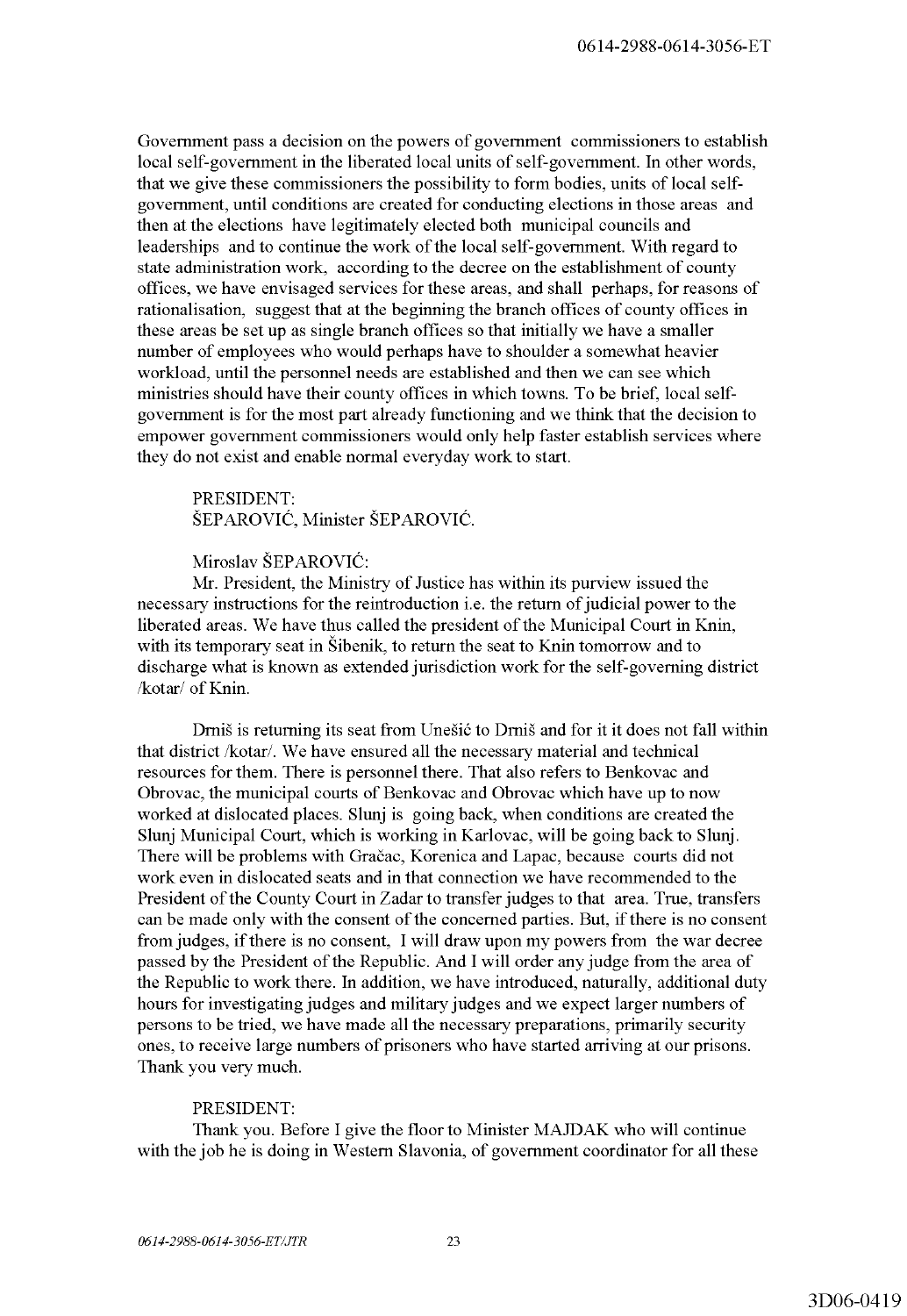Government pass a decision on the powers of government commissioners to establish local self-government in the liberated local units of self-government. In other words, that we give these commissioners the possibility to form bodies, units of local self-government, until conditions are created for conducting elections in those areas and then at the elections have legitimately elected both municipal councils and leaderships and to continue the work of the local self-government. With regard to state administration work, according to the decree on the establishment of county offices, we have envisaged services for these areas, and shall perhaps, for reasons of rationalisation, suggest that at the beginning the branch offices of county offices in these areas be set up as single branch offices so that initially we have a smaller number of employees who would perhaps have to shoulder a somewhat heavier workload, until the personnel needs are established and then we can see which ministries should have their county offices in which towns. To be brief, local self-government is for the most part already functioning and we think that the decision to empower government commissioners would only help faster establish services where they do not exist and enable normal everyday work to start.

PRESIDENT:
ŠEPAROVIĆ, Minister ŠEPAROVIĆ.

Miroslav ŠEPAROVIĆ:
Mr. President, the Ministry of Justice has within its purview issued the necessary instructions for the reintroduction i.e. the return of judicial power to the liberated areas. We have thus called the president of the Municipal Court in Knin, with its temporary seat in Šibenik, to return the seat to Knin tomorrow and to discharge what is known as extended jurisdiction work for the self-governing district /kotar/ of Knin.

Drniš is returning its seat from Unešić to Drniš and for it it does not fall within that district /kotar/. We have ensured all the necessary material and technical resources for them. There is personnel there. That also refers to Benkovac and Obrovac, the municipal courts of Benkovac and Obrovac which have up to now worked at dislocated places. Slunj is going back, when conditions are created the Slunj Municipal Court, which is working in Karlovac, will be going back to Slunj. There will be problems with Gračac, Korenica and Lapac, because courts did not work even in dislocated seats and in that connection we have recommended to the President of the County Court in Zadar to transfer judges to that area. True, transfers can be made only with the consent of the concerned parties. But, if there is no consent from judges, if there is no consent, I will draw upon my powers from the war decree passed by the President of the Republic. And I will order any judge from the area of the Republic to work there. In addition, we have introduced, naturally, additional duty hours for investigating judges and military judges and we expect larger numbers of persons to be tried, we have made all the necessary preparations, primarily security ones, to receive large numbers of prisoners who have started arriving at our prisons. Thank you very much.

PRESIDENT:
Thank you. Before I give the floor to Minister MAJDAK who will continue with the job he is doing in Western Slavonia, of government coordinator for all these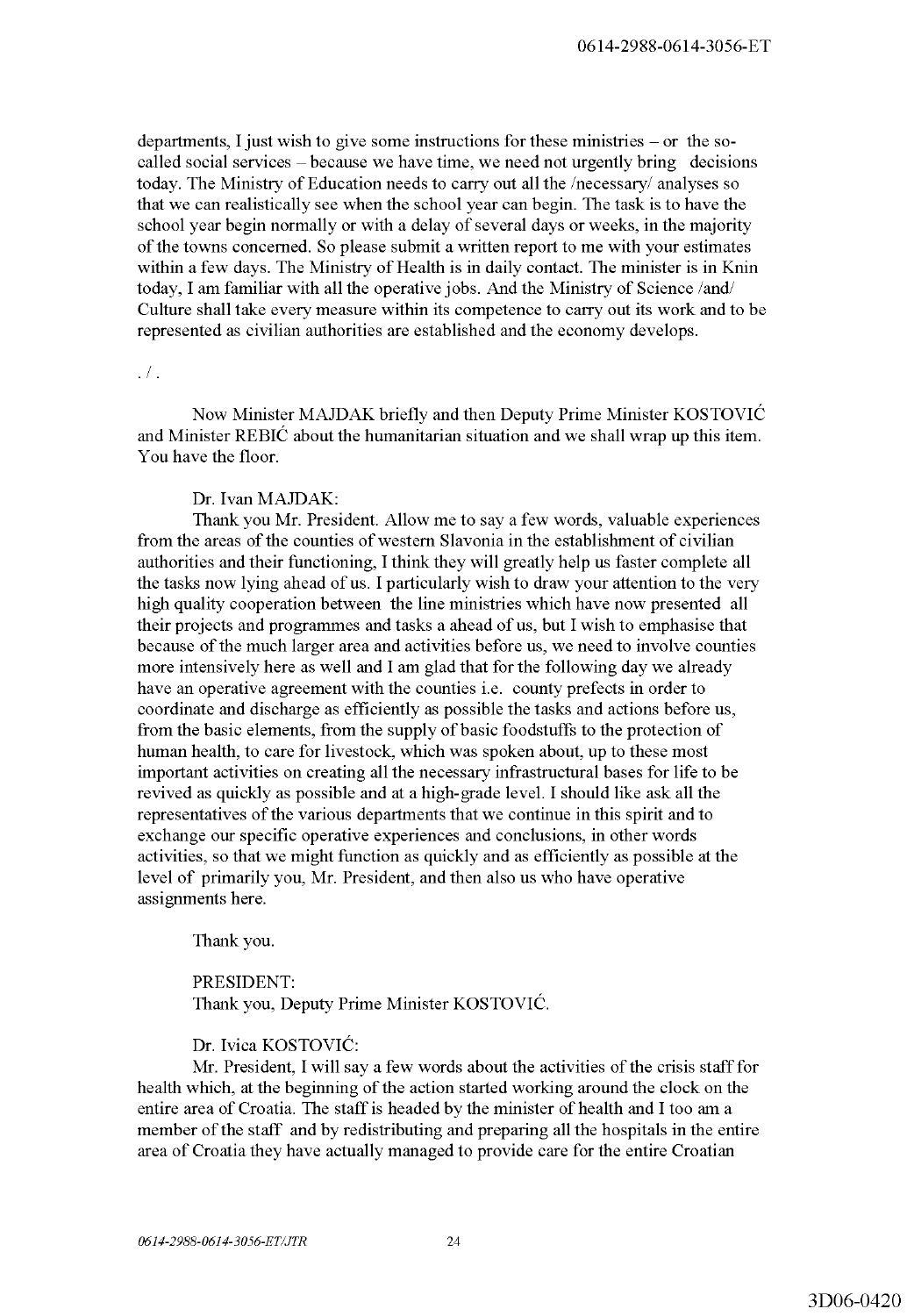departments, I just wish to give some instructions for these ministries – or the so-called social services – because we have time, we need not urgently bring decisions today. The Ministry of Education needs to carry out all the /necessary/ analyses so that we can realistically see when the school year can begin. The task is to have the school year begin normally or with a delay of several days or weeks, in the majority of the towns concerned. So please submit a written report to me with your estimates within a few days. The Ministry of Health is in daily contact. The minister is in Knin today, I am familiar with all the operative jobs. And the Ministry of Science /and/ Culture shall take every measure within its competence to carry out its work and to be represented as civilian authorities are established and the economy develops.

. / .

Now Minister MAJDAK briefly and then Deputy Prime Minister KOSTOVIĆ and Minister REBIĆ about the humanitarian situation and we shall wrap up this item. You have the floor.

Dr. Ivan MAJDAK:
Thank you Mr. President. Allow me to say a few words, valuable experiences from the areas of the counties of western Slavonia in the establishment of civilian authorities and their functioning, I think they will greatly help us faster complete all the tasks now lying ahead of us. I particularly wish to draw your attention to the very high quality cooperation between the line ministries which have now presented all their projects and programmes and tasks a ahead of us, but I wish to emphasise that because of the much larger area and activities before us, we need to involve counties more intensively here as well and I am glad that for the following day we already have an operative agreement with the counties i.e. county prefects in order to coordinate and discharge as efficiently as possible the tasks and actions before us, from the basic elements, from the supply of basic foodstuffs to the protection of human health, to care for livestock, which was spoken about, up to these most important activities on creating all the necessary infrastructural bases for life to be revived as quickly as possible and at a high-grade level. I should like ask all the representatives of the various departments that we continue in this spirit and to exchange our specific operative experiences and conclusions, in other words activities, so that we might function as quickly and as efficiently as possible at the level of primarily you, Mr. President, and then also us who have operative assignments here.

Thank you.

PRESIDENT:
Thank you, Deputy Prime Minister KOSTOVIĆ.

Dr. Ivica KOSTOVIĆ:
Mr. President, I will say a few words about the activities of the crisis staff for health which, at the beginning of the action started working around the clock on the entire area of Croatia. The staff is headed by the minister of health and I too am a member of the staff and by redistributing and preparing all the hospitals in the entire area of Croatia they have actually managed to provide care for the entire Croatian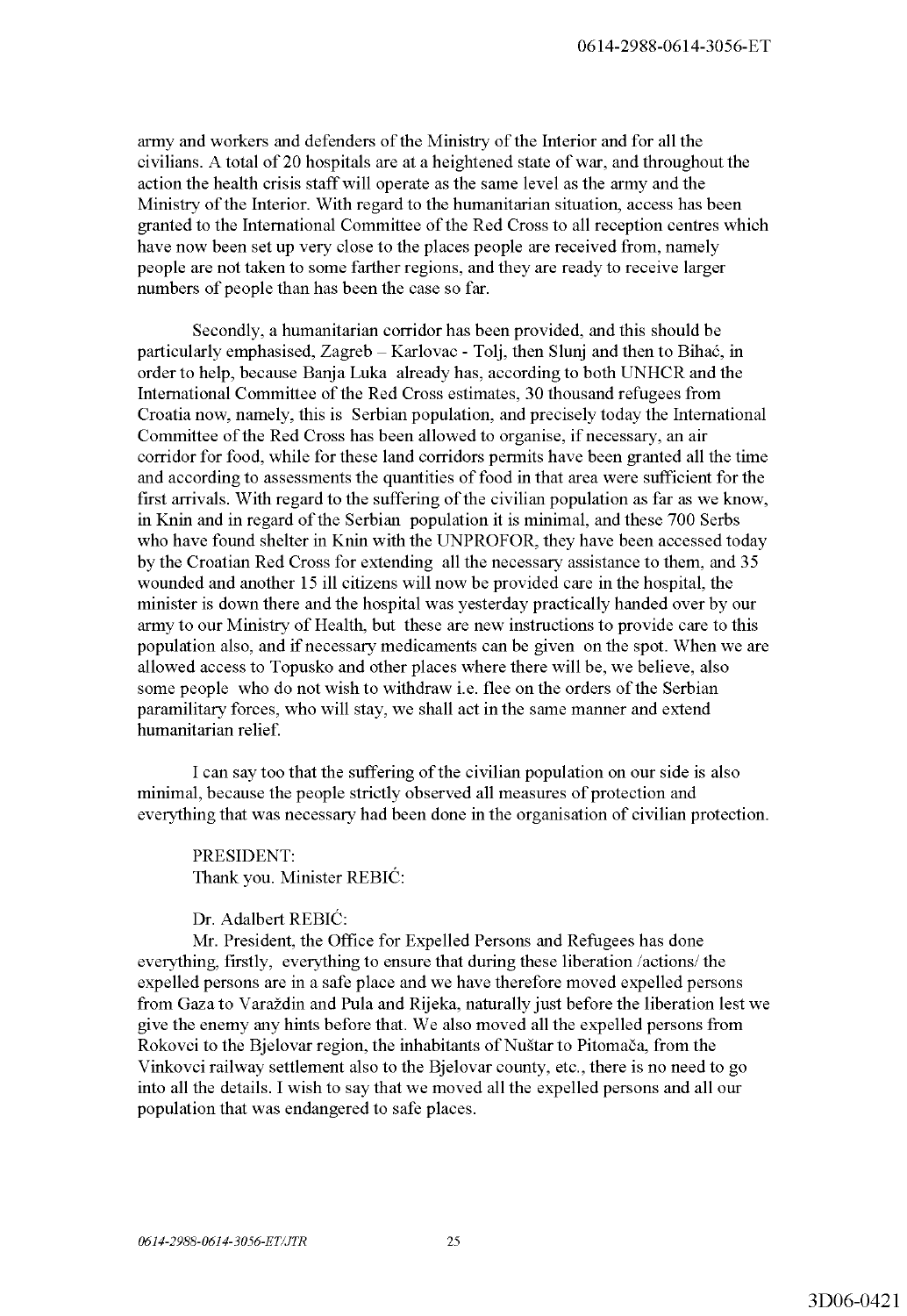army and workers and defenders of the Ministry of the Interior and for all the civilians. A total of 20 hospitals are at a heightened state of war, and throughout the action the health crisis staff will operate as the same level as the army and the Ministry of the Interior. With regard to the humanitarian situation, access has been granted to the International Committee of the Red Cross to all reception centres which have now been set up very close to the places people are received from, namely people are not taken to some farther regions, and they are ready to receive larger numbers of people than has been the case so far.

Secondly, a humanitarian corridor has been provided, and this should be particularly emphasised, Zagreb – Karlovac - Tolj, then Slunj and then to Bihać, in order to help, because Banja Luka already has, according to both UNHCR and the International Committee of the Red Cross estimates, 30 thousand refugees from Croatia now, namely, this is Serbian population, and precisely today the International Committee of the Red Cross has been allowed to organise, if necessary, an air corridor for food, while for these land corridors permits have been granted all the time and according to assessments the quantities of food in that area were sufficient for the first arrivals. With regard to the suffering of the civilian population as far as we know, in Knin and in regard of the Serbian population it is minimal, and these 700 Serbs who have found shelter in Knin with the UNPROFOR, they have been accessed today by the Croatian Red Cross for extending all the necessary assistance to them, and 35 wounded and another 15 ill citizens will now be provided care in the hospital, the minister is down there and the hospital was yesterday practically handed over by our army to our Ministry of Health, but these are new instructions to provide care to this population also, and if necessary medicaments can be given on the spot. When we are allowed access to Topusko and other places where there will be, we believe, also some people who do not wish to withdraw i.e. flee on the orders of the Serbian paramilitary forces, who will stay, we shall act in the same manner and extend humanitarian relief.

I can say too that the suffering of the civilian population on our side is also minimal, because the people strictly observed all measures of protection and everything that was necessary had been done in the organisation of civilian protection.

PRESIDENT:
Thank you. Minister REBIĆ:

Dr. Adalbert REBIĆ:
Mr. President, the Office for Expelled Persons and Refugees has done everything, firstly, everything to ensure that during these liberation /actions/ the expelled persons are in a safe place and we have therefore moved expelled persons from Gaza to Varaždin and Pula and Rijeka, naturally just before the liberation lest we give the enemy any hints before that. We also moved all the expelled persons from Rokovci to the Bjelovar region, the inhabitants of Nuštar to Pitomača, from the Vinkovci railway settlement also to the Bjelovar county, etc., there is no need to go into all the details. I wish to say that we moved all the expelled persons and all our population that was endangered to safe places.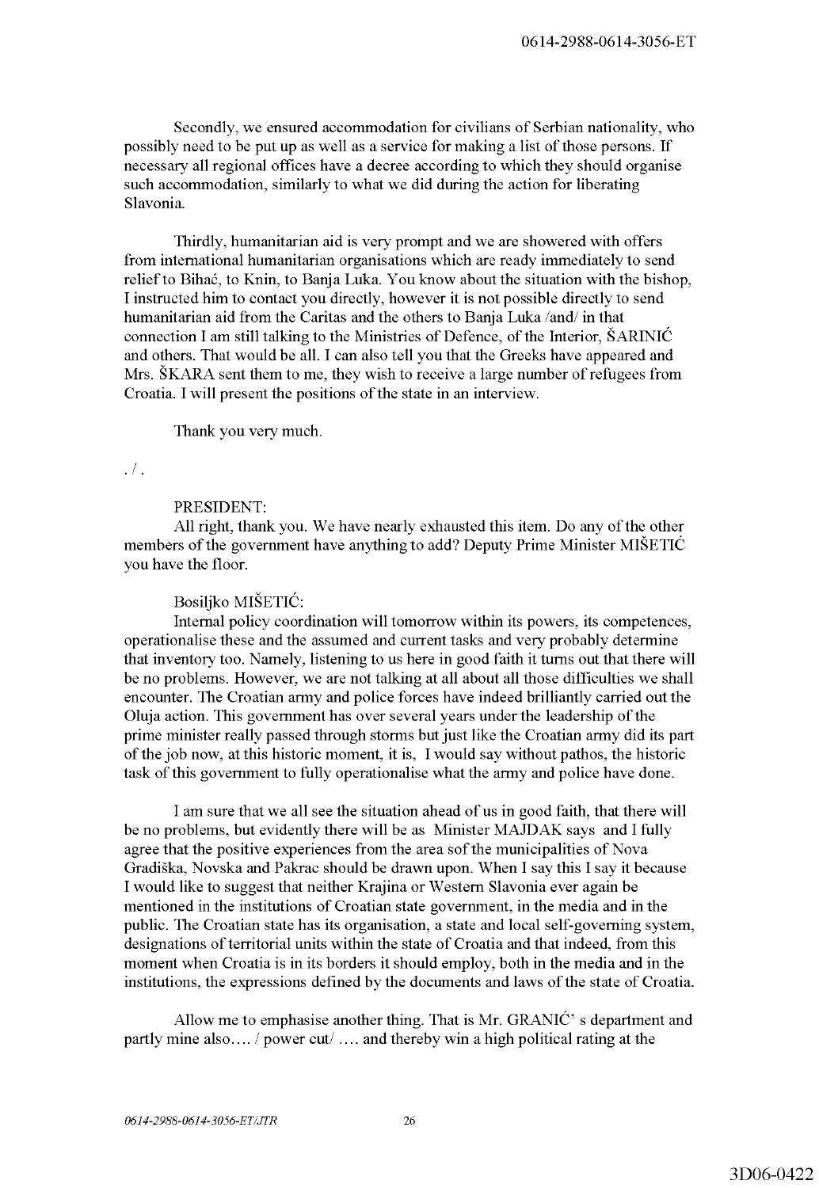Secondly, we ensured accommodation for civilians of Serbian nationality, who possibly need to be put up as well as a service for making a list of those persons. If necessary all regional offices have a decree according to which they should organise such accommodation, similarly to what we did during the action for liberating Slavonia.

Thirdly, humanitarian aid is very prompt and we are showered with offers from international humanitarian organisations which are ready immediately to send relief to Bihać, to Knin, to Banja Luka. You know about the situation with the bishop, I instructed him to contact you directly, however it is not possible directly to send humanitarian aid from the Caritas and the others to Banja Luka /and/ in that connection I am still talking to the Ministries of Defence, of the Interior, ŠARINIĆ and others. That would be all. I can also tell you that the Greeks have appeared and Mrs. ŠKARA sent them to me, they wish to receive a large number of refugees from Croatia. I will present the positions of the state in an interview.

Thank you very much.

./.

PRESIDENT:
All right, thank you. We have nearly exhausted this item. Do any of the other members of the government have anything to add? Deputy Prime Minister MIŠETIĆ you have the floor.

Bosiljko MIŠETIĆ:
Internal policy coordination will tomorrow within its powers, its competences, operationalise these and the assumed and current tasks and very probably determine that inventory too. Namely, listening to us here in good faith it turns out that there will be no problems. However, we are not talking at all about all those difficulties we shall encounter. The Croatian army and police forces have indeed brilliantly carried out the Oluja action. This government has over several years under the leadership of the prime minister really passed through storms but just like the Croatian army did its part of the job now, at this historic moment, it is, I would say without pathos, the historic task of this government to fully operationalise what the army and police have done.

I am sure that we all see the situation ahead of us in good faith, that there will be no problems, but evidently there will be as Minister MAJDAK says and I fully agree that the positive experiences from the area sof the municipalities of Nova Gradiška, Novska and Pakrac should be drawn upon. When I say this I say it because I would like to suggest that neither Krajina or Western Slavonia ever again be mentioned in the institutions of Croatian state government, in the media and in the public. The Croatian state has its organisation, a state and local self-governing system, designations of territorial units within the state of Croatia and that indeed, from this moment when Croatia is in its borders it should employ, both in the media and in the institutions, the expressions defined by the documents and laws of the state of Croatia.

Allow me to emphasise another thing. That is Mr. GRANIĆ' s department and partly mine also.... / power cut/ .... and thereby win a high political rating at the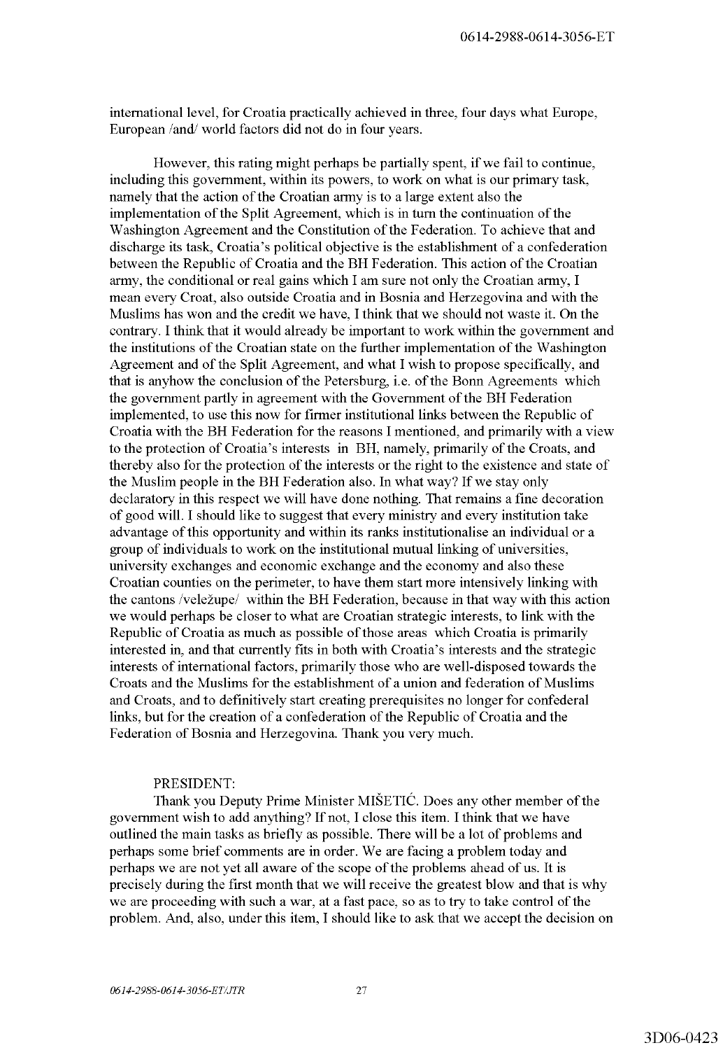international level, for Croatia practically achieved in three, four days what Europe, European /and/ world factors did not do in four years.

However, this rating might perhaps be partially spent, if we fail to continue, including this government, within its powers, to work on what is our primary task, namely that the action of the Croatian army is to a large extent also the implementation of the Split Agreement, which is in turn the continuation of the Washington Agreement and the Constitution of the Federation. To achieve that and discharge its task, Croatia's political objective is the establishment of a confederation between the Republic of Croatia and the BH Federation. This action of the Croatian army, the conditional or real gains which I am sure not only the Croatian army, I mean every Croat, also outside Croatia and in Bosnia and Herzegovina and with the Muslims has won and the credit we have, I think that we should not waste it. On the contrary. I think that it would already be important to work within the government and the institutions of the Croatian state on the further implementation of the Washington Agreement and of the Split Agreement, and what I wish to propose specifically, and that is anyhow the conclusion of the Petersburg, i.e. of the Bonn Agreements which the government partly in agreement with the Government of the BH Federation implemented, to use this now for firmer institutional links between the Republic of Croatia with the BH Federation for the reasons I mentioned, and primarily with a view to the protection of Croatia's interests in BH, namely, primarily of the Croats, and thereby also for the protection of the interests or the right to the existence and state of the Muslim people in the BH Federation also. In what way? If we stay only declaratory in this respect we will have done nothing. That remains a fine decoration of good will. I should like to suggest that every ministry and every institution take advantage of this opportunity and within its ranks institutionalise an individual or a group of individuals to work on the institutional mutual linking of universities, university exchanges and economic exchange and the economy and also these Croatian counties on the perimeter, to have them start more intensively linking with the cantons /veležupe/ within the BH Federation, because in that way with this action we would perhaps be closer to what are Croatian strategic interests, to link with the Republic of Croatia as much as possible of those areas which Croatia is primarily interested in, and that currently fits in both with Croatia's interests and the strategic interests of international factors, primarily those who are well-disposed towards the Croats and the Muslims for the establishment of a union and federation of Muslims and Croats, and to definitively start creating prerequisites no longer for confederal links, but for the creation of a confederation of the Republic of Croatia and the Federation of Bosnia and Herzegovina. Thank you very much.

PRESIDENT:

Thank you Deputy Prime Minister MIŠETIĆ. Does any other member of the government wish to add anything? If not, I close this item. I think that we have outlined the main tasks as briefly as possible. There will be a lot of problems and perhaps some brief comments are in order. We are facing a problem today and perhaps we are not yet all aware of the scope of the problems ahead of us. It is precisely during the first month that we will receive the greatest blow and that is why we are proceeding with such a war, at a fast pace, so as to try to take control of the problem. And, also, under this item, I should like to ask that we accept the decision on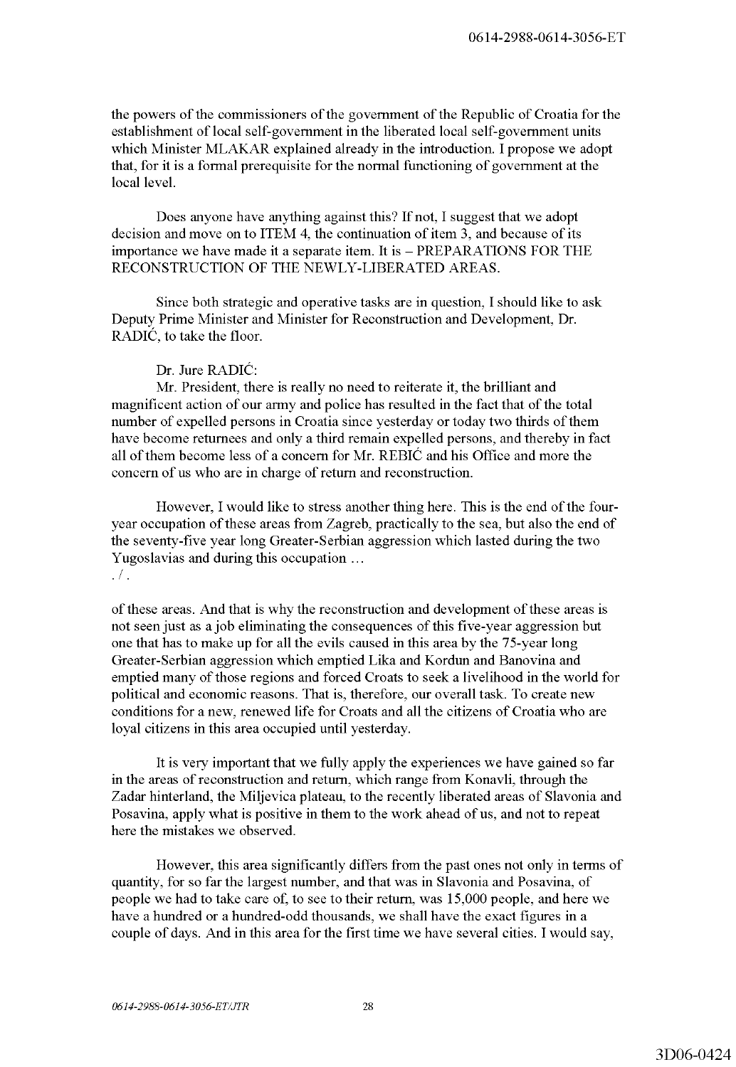the powers of the commissioners of the government of the Republic of Croatia for the establishment of local self-government in the liberated local self-government units which Minister MLAKAR explained already in the introduction. I propose we adopt that, for it is a formal prerequisite for the normal functioning of government at the local level.

Does anyone have anything against this? If not, I suggest that we adopt decision and move on to ITEM 4, the continuation of item 3, and because of its importance we have made it a separate item. It is – PREPARATIONS FOR THE RECONSTRUCTION OF THE NEWLY-LIBERATED AREAS.

Since both strategic and operative tasks are in question, I should like to ask Deputy Prime Minister and Minister for Reconstruction and Development, Dr. RADIĆ, to take the floor.

Dr. Jure RADIĆ:
Mr. President, there is really no need to reiterate it, the brilliant and magnificent action of our army and police has resulted in the fact that of the total number of expelled persons in Croatia since yesterday or today two thirds of them have become returnees and only a third remain expelled persons, and thereby in fact all of them become less of a concern for Mr. REBIĆ and his Office and more the concern of us who are in charge of return and reconstruction.

However, I would like to stress another thing here. This is the end of the four-year occupation of these areas from Zagreb, practically to the sea, but also the end of the seventy-five year long Greater-Serbian aggression which lasted during the two Yugoslavias and during this occupation …
./.

of these areas. And that is why the reconstruction and development of these areas is not seen just as a job eliminating the consequences of this five-year aggression but one that has to make up for all the evils caused in this area by the 75-year long Greater-Serbian aggression which emptied Lika and Kordun and Banovina and emptied many of those regions and forced Croats to seek a livelihood in the world for political and economic reasons. That is, therefore, our overall task. To create new conditions for a new, renewed life for Croats and all the citizens of Croatia who are loyal citizens in this area occupied until yesterday.

It is very important that we fully apply the experiences we have gained so far in the areas of reconstruction and return, which range from Konavli, through the Zadar hinterland, the Miljevica plateau, to the recently liberated areas of Slavonia and Posavina, apply what is positive in them to the work ahead of us, and not to repeat here the mistakes we observed.

However, this area significantly differs from the past ones not only in terms of quantity, for so far the largest number, and that was in Slavonia and Posavina, of people we had to take care of, to see to their return, was 15,000 people, and here we have a hundred or a hundred-odd thousands, we shall have the exact figures in a couple of days. And in this area for the first time we have several cities. I would say,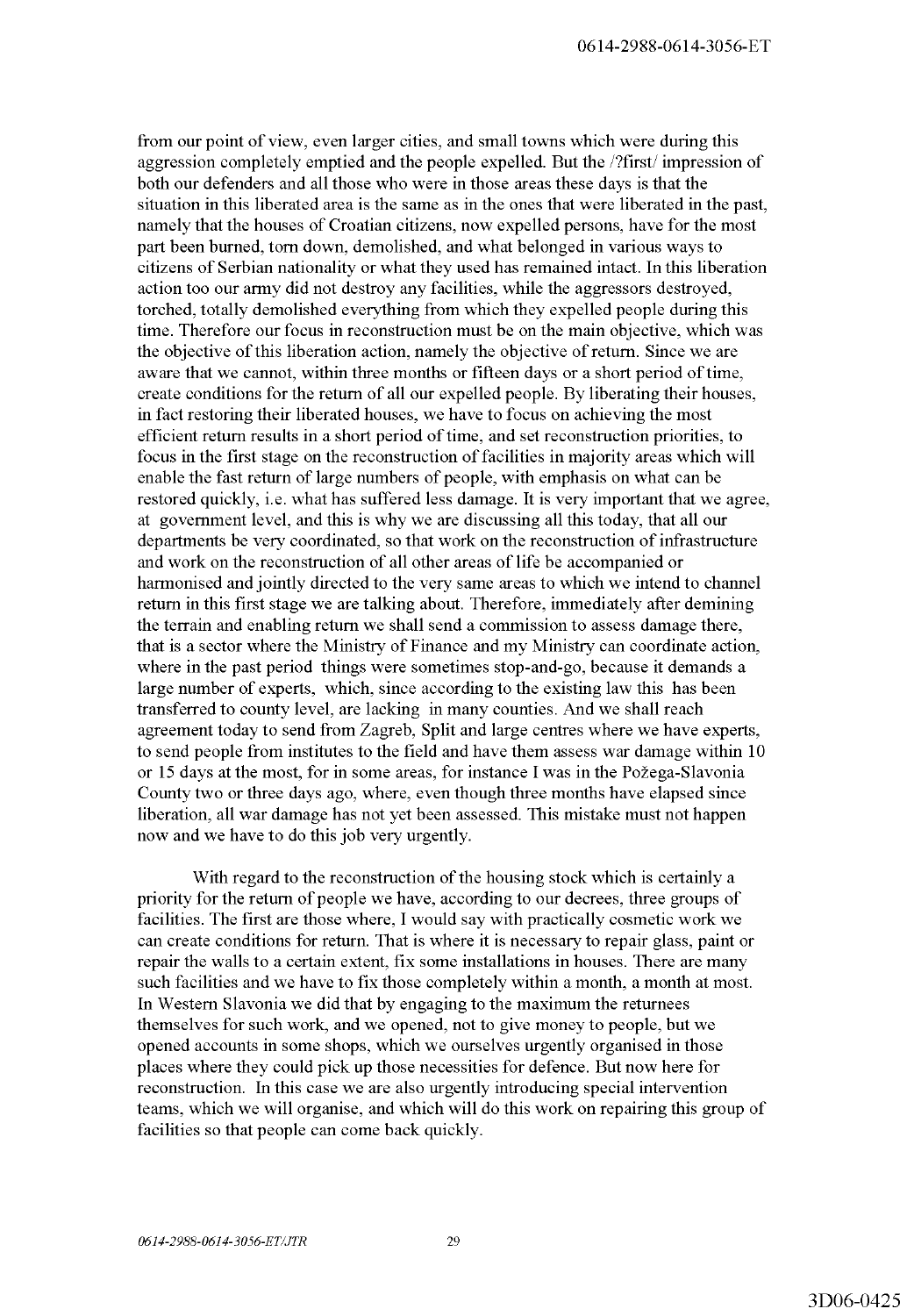from our point of view, even larger cities, and small towns which were during this aggression completely emptied and the people expelled. But the /?first/ impression of both our defenders and all those who were in those areas these days is that the situation in this liberated area is the same as in the ones that were liberated in the past, namely that the houses of Croatian citizens, now expelled persons, have for the most part been burned, torn down, demolished, and what belonged in various ways to citizens of Serbian nationality or what they used has remained intact. In this liberation action too our army did not destroy any facilities, while the aggressors destroyed, torched, totally demolished everything from which they expelled people during this time. Therefore our focus in reconstruction must be on the main objective, which was the objective of this liberation action, namely the objective of return. Since we are aware that we cannot, within three months or fifteen days or a short period of time, create conditions for the return of all our expelled people. By liberating their houses, in fact restoring their liberated houses, we have to focus on achieving the most efficient return results in a short period of time, and set reconstruction priorities, to focus in the first stage on the reconstruction of facilities in majority areas which will enable the fast return of large numbers of people, with emphasis on what can be restored quickly, i.e. what has suffered less damage. It is very important that we agree, at government level, and this is why we are discussing all this today, that all our departments be very coordinated, so that work on the reconstruction of infrastructure and work on the reconstruction of all other areas of life be accompanied or harmonised and jointly directed to the very same areas to which we intend to channel return in this first stage we are talking about. Therefore, immediately after demining the terrain and enabling return we shall send a commission to assess damage there, that is a sector where the Ministry of Finance and my Ministry can coordinate action, where in the past period things were sometimes stop-and-go, because it demands a large number of experts, which, since according to the existing law this has been transferred to county level, are lacking in many counties. And we shall reach agreement today to send from Zagreb, Split and large centres where we have experts, to send people from institutes to the field and have them assess war damage within 10 or 15 days at the most, for in some areas, for instance I was in the Požega-Slavonia County two or three days ago, where, even though three months have elapsed since liberation, all war damage has not yet been assessed. This mistake must not happen now and we have to do this job very urgently.

With regard to the reconstruction of the housing stock which is certainly a priority for the return of people we have, according to our decrees, three groups of facilities. The first are those where, I would say with practically cosmetic work we can create conditions for return. That is where it is necessary to repair glass, paint or repair the walls to a certain extent, fix some installations in houses. There are many such facilities and we have to fix those completely within a month, a month at most. In Western Slavonia we did that by engaging to the maximum the returnees themselves for such work, and we opened, not to give money to people, but we opened accounts in some shops, which we ourselves urgently organised in those places where they could pick up those necessities for defence. But now here for reconstruction. In this case we are also urgently introducing special intervention teams, which we will organise, and which will do this work on repairing this group of facilities so that people can come back quickly.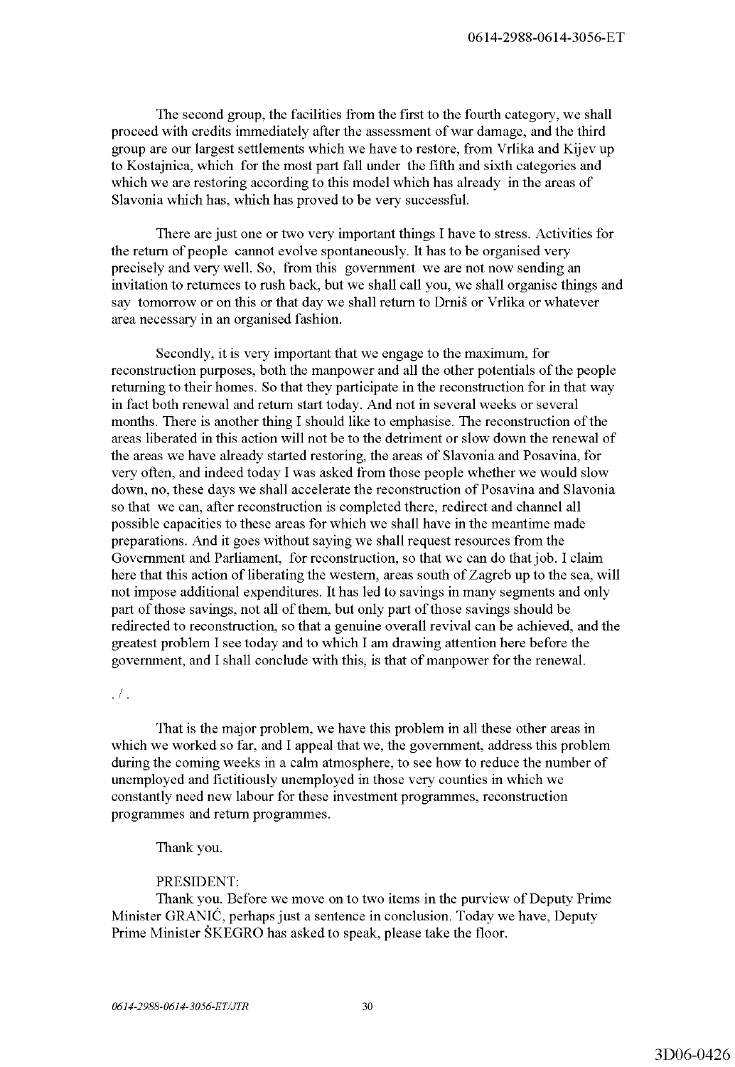The second group, the facilities from the first to the fourth category, we shall proceed with credits immediately after the assessment of war damage, and the third group are our largest settlements which we have to restore, from Vrlika and Kijev up to Kostajnica, which for the most part fall under the fifth and sixth categories and which we are restoring according to this model which has already in the areas of Slavonia which has, which has proved to be very successful.

There are just one or two very important things I have to stress. Activities for the return of people cannot evolve spontaneously. It has to be organised very precisely and very well. So, from this government we are not now sending an invitation to returnees to rush back, but we shall call you, we shall organise things and say tomorrow or on this or that day we shall return to Drniš or Vrlika or whatever area necessary in an organised fashion.

Secondly, it is very important that we engage to the maximum, for reconstruction purposes, both the manpower and all the other potentials of the people returning to their homes. So that they participate in the reconstruction for in that way in fact both renewal and return start today. And not in several weeks or several months. There is another thing I should like to emphasise. The reconstruction of the areas liberated in this action will not be to the detriment or slow down the renewal of the areas we have already started restoring, the areas of Slavonia and Posavina, for very often, and indeed today I was asked from those people whether we would slow down, no, these days we shall accelerate the reconstruction of Posavina and Slavonia so that we can, after reconstruction is completed there, redirect and channel all possible capacities to these areas for which we shall have in the meantime made preparations. And it goes without saying we shall request resources from the Government and Parliament, for reconstruction, so that we can do that job. I claim here that this action of liberating the western, areas south of Zagreb up to the sea, will not impose additional expenditures. It has led to savings in many segments and only part of those savings, not all of them, but only part of those savings should be redirected to reconstruction, so that a genuine overall revival can be achieved, and the greatest problem I see today and to which I am drawing attention here before the government, and I shall conclude with this, is that of manpower for the renewal.

. / .

That is the major problem, we have this problem in all these other areas in which we worked so far, and I appeal that we, the government, address this problem during the coming weeks in a calm atmosphere, to see how to reduce the number of unemployed and fictitiously unemployed in those very counties in which we constantly need new labour for these investment programmes, reconstruction programmes and return programmes.

Thank you.

PRESIDENT:
Thank you. Before we move on to two items in the purview of Deputy Prime Minister GRANIĆ, perhaps just a sentence in conclusion. Today we have, Deputy Prime Minister ŠKEGRO has asked to speak, please take the floor.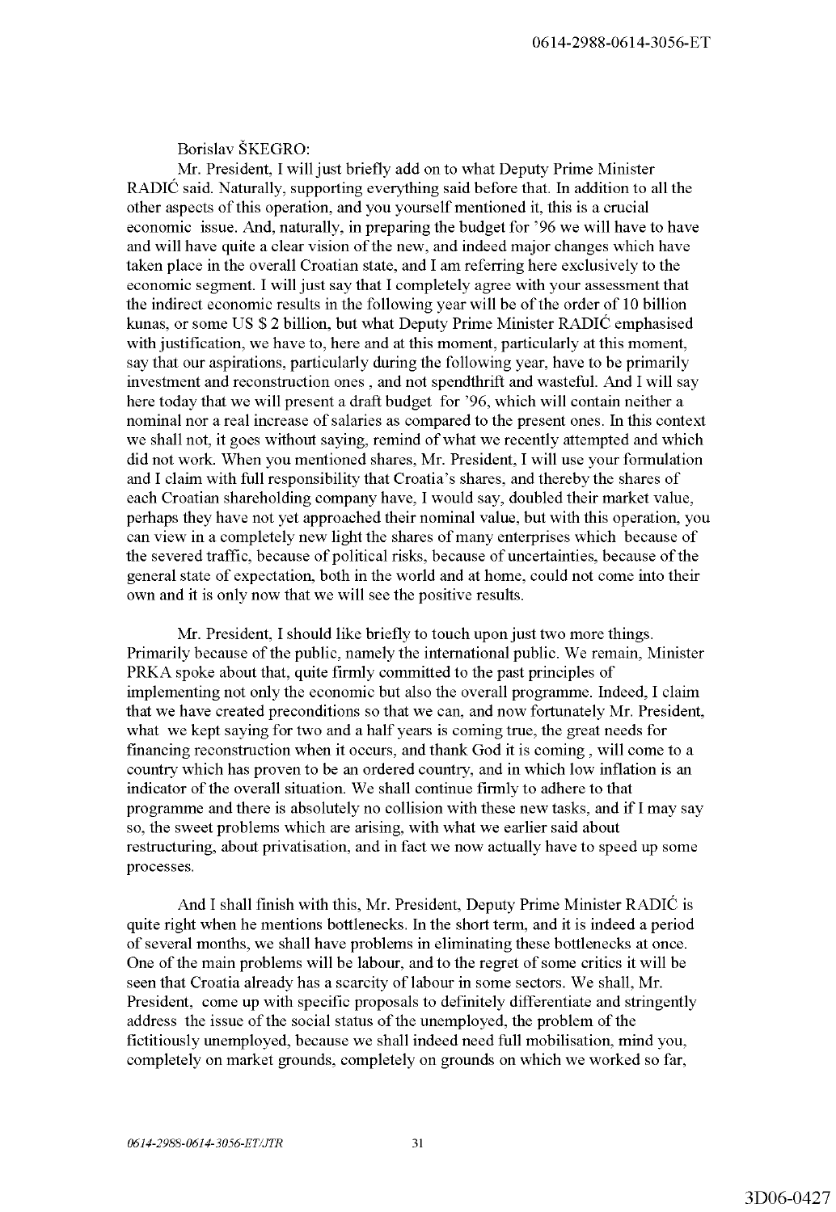Borislav ŠKEGRO:

Mr. President, I will just briefly add on to what Deputy Prime Minister RADIĆ said. Naturally, supporting everything said before that. In addition to all the other aspects of this operation, and you yourself mentioned it, this is a crucial economic issue. And, naturally, in preparing the budget for '96 we will have to have and will have quite a clear vision of the new, and indeed major changes which have taken place in the overall Croatian state, and I am referring here exclusively to the economic segment. I will just say that I completely agree with your assessment that the indirect economic results in the following year will be of the order of 10 billion kunas, or some US $ 2 billion, but what Deputy Prime Minister RADIĆ emphasised with justification, we have to, here and at this moment, particularly at this moment, say that our aspirations, particularly during the following year, have to be primarily investment and reconstruction ones , and not spendthrift and wasteful. And I will say here today that we will present a draft budget for '96, which will contain neither a nominal nor a real increase of salaries as compared to the present ones. In this context we shall not, it goes without saying, remind of what we recently attempted and which did not work. When you mentioned shares, Mr. President, I will use your formulation and I claim with full responsibility that Croatia's shares, and thereby the shares of each Croatian shareholding company have, I would say, doubled their market value, perhaps they have not yet approached their nominal value, but with this operation, you can view in a completely new light the shares of many enterprises which because of the severed traffic, because of political risks, because of uncertainties, because of the general state of expectation, both in the world and at home, could not come into their own and it is only now that we will see the positive results.

Mr. President, I should like briefly to touch upon just two more things. Primarily because of the public, namely the international public. We remain, Minister PRKA spoke about that, quite firmly committed to the past principles of implementing not only the economic but also the overall programme. Indeed, I claim that we have created preconditions so that we can, and now fortunately Mr. President, what we kept saying for two and a half years is coming true, the great needs for financing reconstruction when it occurs, and thank God it is coming , will come to a country which has proven to be an ordered country, and in which low inflation is an indicator of the overall situation. We shall continue firmly to adhere to that programme and there is absolutely no collision with these new tasks, and if I may say so, the sweet problems which are arising, with what we earlier said about restructuring, about privatisation, and in fact we now actually have to speed up some processes.

And I shall finish with this, Mr. President, Deputy Prime Minister RADIĆ is quite right when he mentions bottlenecks. In the short term, and it is indeed a period of several months, we shall have problems in eliminating these bottlenecks at once. One of the main problems will be labour, and to the regret of some critics it will be seen that Croatia already has a scarcity of labour in some sectors. We shall, Mr. President, come up with specific proposals to definitely differentiate and stringently address the issue of the social status of the unemployed, the problem of the fictitiously unemployed, because we shall indeed need full mobilisation, mind you, completely on market grounds, completely on grounds on which we worked so far,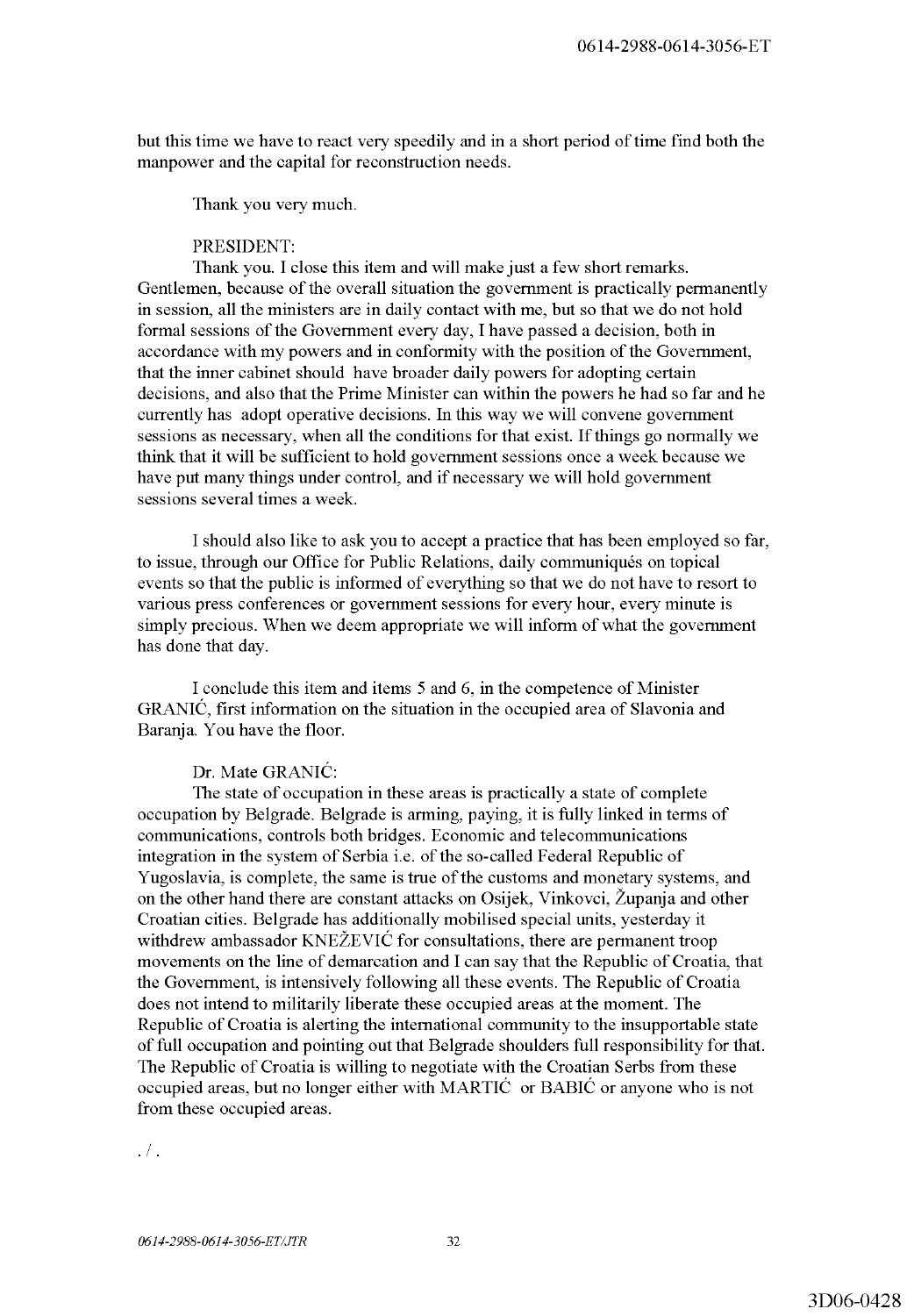but this time we have to react very speedily and in a short period of time find both the manpower and the capital for reconstruction needs.

Thank you very much.

PRESIDENT:

Thank you. I close this item and will make just a few short remarks. Gentlemen, because of the overall situation the government is practically permanently in session, all the ministers are in daily contact with me, but so that we do not hold formal sessions of the Government every day, I have passed a decision, both in accordance with my powers and in conformity with the position of the Government, that the inner cabinet should have broader daily powers for adopting certain decisions, and also that the Prime Minister can within the powers he had so far and he currently has adopt operative decisions. In this way we will convene government sessions as necessary, when all the conditions for that exist. If things go normally we think that it will be sufficient to hold government sessions once a week because we have put many things under control, and if necessary we will hold government sessions several times a week.

I should also like to ask you to accept a practice that has been employed so far, to issue, through our Office for Public Relations, daily communiqués on topical events so that the public is informed of everything so that we do not have to resort to various press conferences or government sessions for every hour, every minute is simply precious. When we deem appropriate we will inform of what the government has done that day.

I conclude this item and items 5 and 6, in the competence of Minister GRANIĆ, first information on the situation in the occupied area of Slavonia and Baranja. You have the floor.

Dr. Mate GRANIĆ:

The state of occupation in these areas is practically a state of complete occupation by Belgrade. Belgrade is arming, paying, it is fully linked in terms of communications, controls both bridges. Economic and telecommunications integration in the system of Serbia i.e. of the so-called Federal Republic of Yugoslavia, is complete, the same is true of the customs and monetary systems, and on the other hand there are constant attacks on Osijek, Vinkovci, Županja and other Croatian cities. Belgrade has additionally mobilised special units, yesterday it withdrew ambassador KNEŽEVIĆ for consultations, there are permanent troop movements on the line of demarcation and I can say that the Republic of Croatia, that the Government, is intensively following all these events. The Republic of Croatia does not intend to militarily liberate these occupied areas at the moment. The Republic of Croatia is alerting the international community to the insupportable state of full occupation and pointing out that Belgrade shoulders full responsibility for that. The Republic of Croatia is willing to negotiate with the Croatian Serbs from these occupied areas, but no longer either with MARTIĆ or BABIĆ or anyone who is not from these occupied areas.

./.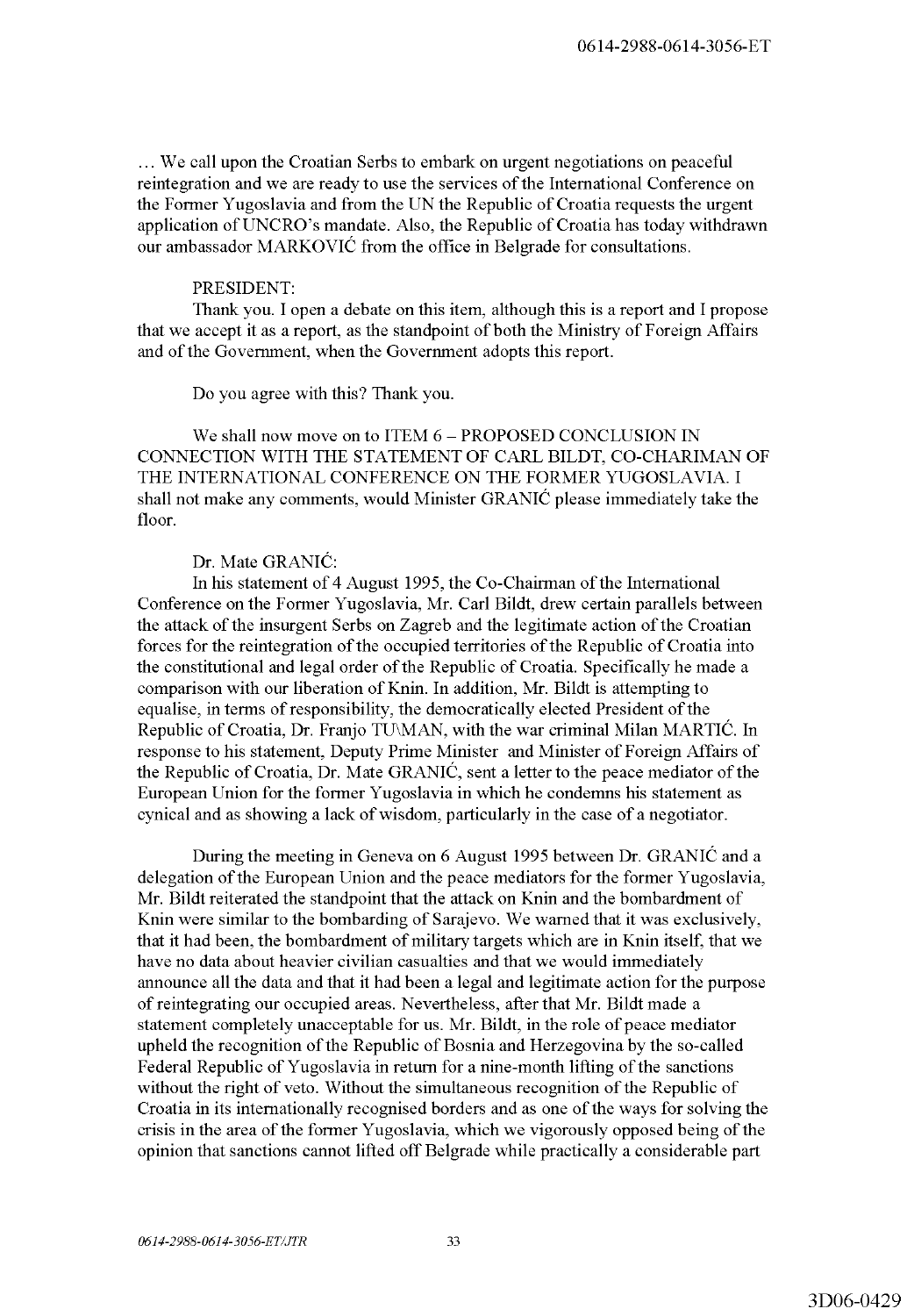… We call upon the Croatian Serbs to embark on urgent negotiations on peaceful reintegration and we are ready to use the services of the International Conference on the Former Yugoslavia and from the UN the Republic of Croatia requests the urgent application of UNCRO's mandate. Also, the Republic of Croatia has today withdrawn our ambassador MARKOVIĆ from the office in Belgrade for consultations.

PRESIDENT:

Thank you. I open a debate on this item, although this is a report and I propose that we accept it as a report, as the standpoint of both the Ministry of Foreign Affairs and of the Government, when the Government adopts this report.

Do you agree with this? Thank you.

We shall now move on to ITEM 6 – PROPOSED CONCLUSION IN CONNECTION WITH THE STATEMENT OF CARL BILDT, CO-CHARIMAN OF THE INTERNATIONAL CONFERENCE ON THE FORMER YUGOSLAVIA. I shall not make any comments, would Minister GRANIĆ please immediately take the floor.

Dr. Mate GRANIĆ:

In his statement of 4 August 1995, the Co-Chairman of the International Conference on the Former Yugoslavia, Mr. Carl Bildt, drew certain parallels between the attack of the insurgent Serbs on Zagreb and the legitimate action of the Croatian forces for the reintegration of the occupied territories of the Republic of Croatia into the constitutional and legal order of the Republic of Croatia. Specifically he made a comparison with our liberation of Knin. In addition, Mr. Bildt is attempting to equalise, in terms of responsibility, the democratically elected President of the Republic of Croatia, Dr. Franjo TU\MAN, with the war criminal Milan MARTIĆ. In response to his statement, Deputy Prime Minister and Minister of Foreign Affairs of the Republic of Croatia, Dr. Mate GRANIĆ, sent a letter to the peace mediator of the European Union for the former Yugoslavia in which he condemns his statement as cynical and as showing a lack of wisdom, particularly in the case of a negotiator.

During the meeting in Geneva on 6 August 1995 between Dr. GRANIĆ and a delegation of the European Union and the peace mediators for the former Yugoslavia, Mr. Bildt reiterated the standpoint that the attack on Knin and the bombardment of Knin were similar to the bombarding of Sarajevo. We warned that it was exclusively, that it had been, the bombardment of military targets which are in Knin itself, that we have no data about heavier civilian casualties and that we would immediately announce all the data and that it had been a legal and legitimate action for the purpose of reintegrating our occupied areas. Nevertheless, after that Mr. Bildt made a statement completely unacceptable for us. Mr. Bildt, in the role of peace mediator upheld the recognition of the Republic of Bosnia and Herzegovina by the so-called Federal Republic of Yugoslavia in return for a nine-month lifting of the sanctions without the right of veto. Without the simultaneous recognition of the Republic of Croatia in its internationally recognised borders and as one of the ways for solving the crisis in the area of the former Yugoslavia, which we vigorously opposed being of the opinion that sanctions cannot lifted off Belgrade while practically a considerable part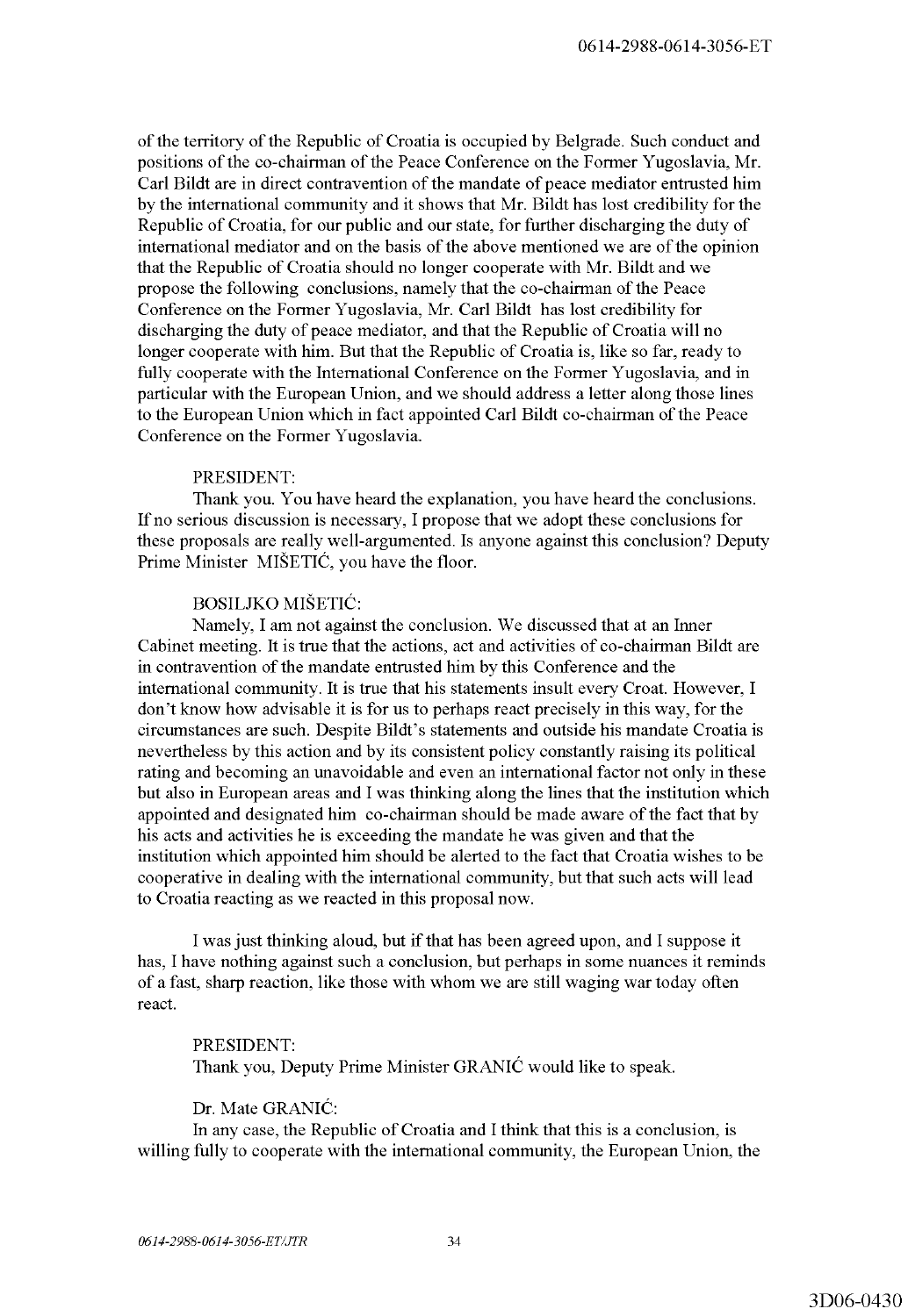of the territory of the Republic of Croatia is occupied by Belgrade. Such conduct and positions of the co-chairman of the Peace Conference on the Former Yugoslavia, Mr. Carl Bildt are in direct contravention of the mandate of peace mediator entrusted him by the international community and it shows that Mr. Bildt has lost credibility for the Republic of Croatia, for our public and our state, for further discharging the duty of international mediator and on the basis of the above mentioned we are of the opinion that the Republic of Croatia should no longer cooperate with Mr. Bildt and we propose the following conclusions, namely that the co-chairman of the Peace Conference on the Former Yugoslavia, Mr. Carl Bildt has lost credibility for discharging the duty of peace mediator, and that the Republic of Croatia will no longer cooperate with him. But that the Republic of Croatia is, like so far, ready to fully cooperate with the International Conference on the Former Yugoslavia, and in particular with the European Union, and we should address a letter along those lines to the European Union which in fact appointed Carl Bildt co-chairman of the Peace Conference on the Former Yugoslavia.

PRESIDENT:
Thank you. You have heard the explanation, you have heard the conclusions. If no serious discussion is necessary, I propose that we adopt these conclusions for these proposals are really well-argumented. Is anyone against this conclusion? Deputy Prime Minister MIŠETIĆ, you have the floor.

BOSILJKO MIŠETIĆ:
Namely, I am not against the conclusion. We discussed that at an Inner Cabinet meeting. It is true that the actions, act and activities of co-chairman Bildt are in contravention of the mandate entrusted him by this Conference and the international community. It is true that his statements insult every Croat. However, I don't know how advisable it is for us to perhaps react precisely in this way, for the circumstances are such. Despite Bildt's statements and outside his mandate Croatia is nevertheless by this action and by its consistent policy constantly raising its political rating and becoming an unavoidable and even an international factor not only in these but also in European areas and I was thinking along the lines that the institution which appointed and designated him co-chairman should be made aware of the fact that by his acts and activities he is exceeding the mandate he was given and that the institution which appointed him should be alerted to the fact that Croatia wishes to be cooperative in dealing with the international community, but that such acts will lead to Croatia reacting as we reacted in this proposal now.

I was just thinking aloud, but if that has been agreed upon, and I suppose it has, I have nothing against such a conclusion, but perhaps in some nuances it reminds of a fast, sharp reaction, like those with whom we are still waging war today often react.

PRESIDENT:
Thank you, Deputy Prime Minister GRANIĆ would like to speak.

Dr. Mate GRANIĆ:
In any case, the Republic of Croatia and I think that this is a conclusion, is willing fully to cooperate with the international community, the European Union, the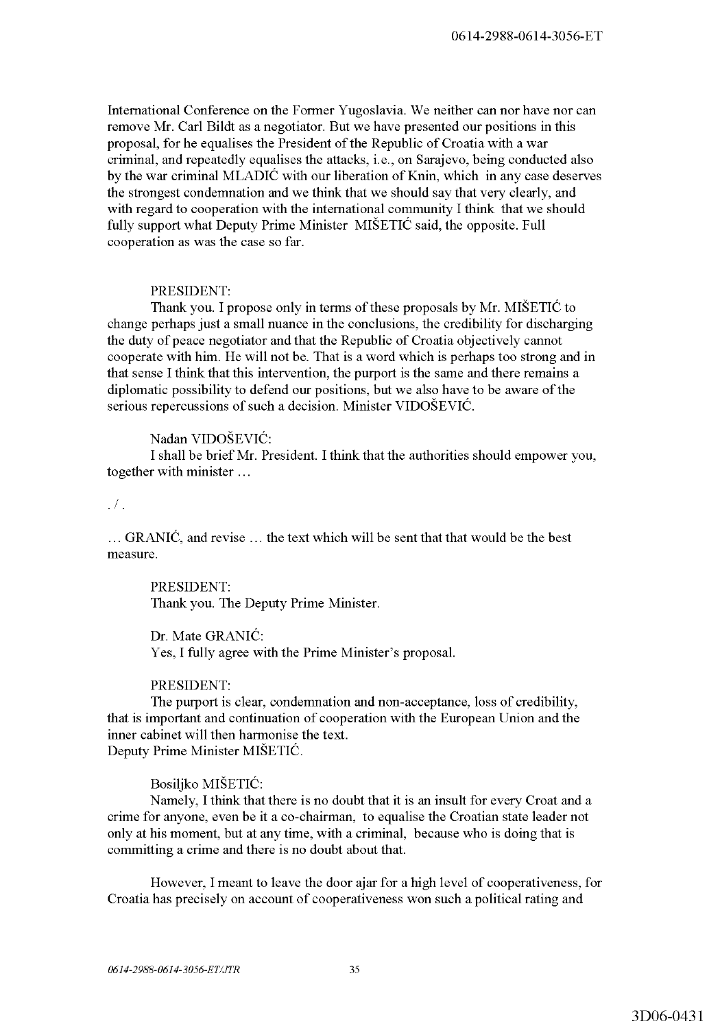International Conference on the Former Yugoslavia. We neither can nor have nor can remove Mr. Carl Bildt as a negotiator. But we have presented our positions in this proposal, for he equalises the President of the Republic of Croatia with a war criminal, and repeatedly equalises the attacks, i.e., on Sarajevo, being conducted also by the war criminal MLADIĆ with our liberation of Knin, which in any case deserves the strongest condemnation and we think that we should say that very clearly, and with regard to cooperation with the international community I think that we should fully support what Deputy Prime Minister MIŠETIĆ said, the opposite. Full cooperation as was the case so far.

PRESIDENT:

Thank you. I propose only in terms of these proposals by Mr. MIŠETIĆ to change perhaps just a small nuance in the conclusions, the credibility for discharging the duty of peace negotiator and that the Republic of Croatia objectively cannot cooperate with him. He will not be. That is a word which is perhaps too strong and in that sense I think that this intervention, the purport is the same and there remains a diplomatic possibility to defend our positions, but we also have to be aware of the serious repercussions of such a decision. Minister VIDOŠEVIĆ.

Nadan VIDOŠEVIĆ:

I shall be brief Mr. President. I think that the authorities should empower you, together with minister …

./.

… GRANIĆ, and revise … the text which will be sent that that would be the best measure.

PRESIDENT:

Thank you. The Deputy Prime Minister.

Dr. Mate GRANIĆ:

Yes, I fully agree with the Prime Minister's proposal.

PRESIDENT:

The purport is clear, condemnation and non-acceptance, loss of credibility, that is important and continuation of cooperation with the European Union and the inner cabinet will then harmonise the text.
Deputy Prime Minister MIŠETIĆ.

Bosiljko MIŠETIĆ:

Namely, I think that there is no doubt that it is an insult for every Croat and a crime for anyone, even be it a co-chairman, to equalise the Croatian state leader not only at his moment, but at any time, with a criminal, because who is doing that is committing a crime and there is no doubt about that.

However, I meant to leave the door ajar for a high level of cooperativeness, for Croatia has precisely on account of cooperativeness won such a political rating and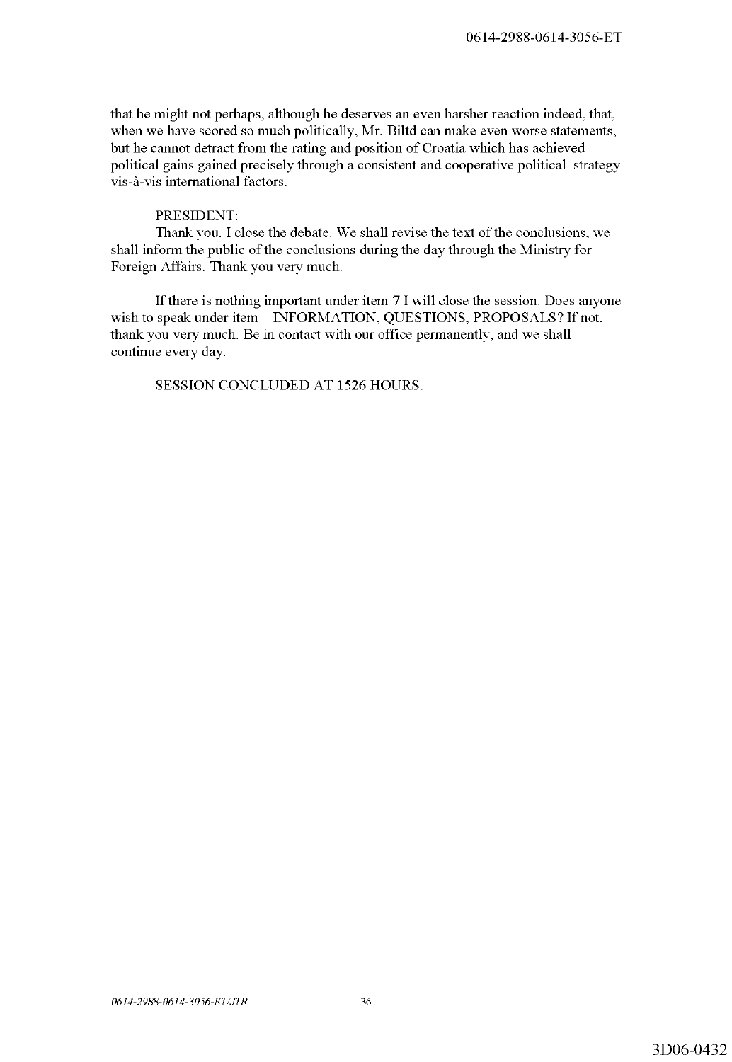that he might not perhaps, although he deserves an even harsher reaction indeed, that, when we have scored so much politically, Mr. Biltd can make even worse statements, but he cannot detract from the rating and position of Croatia which has achieved political gains gained precisely through a consistent and cooperative political strategy vis-à-vis international factors.

PRESIDENT:
Thank you. I close the debate. We shall revise the text of the conclusions, we shall inform the public of the conclusions during the day through the Ministry for Foreign Affairs. Thank you very much.

If there is nothing important under item 7 I will close the session. Does anyone wish to speak under item – INFORMATION, QUESTIONS, PROPOSALS? If not, thank you very much. Be in contact with our office permanently, and we shall continue every day.

SESSION CONCLUDED AT 1526 HOURS.